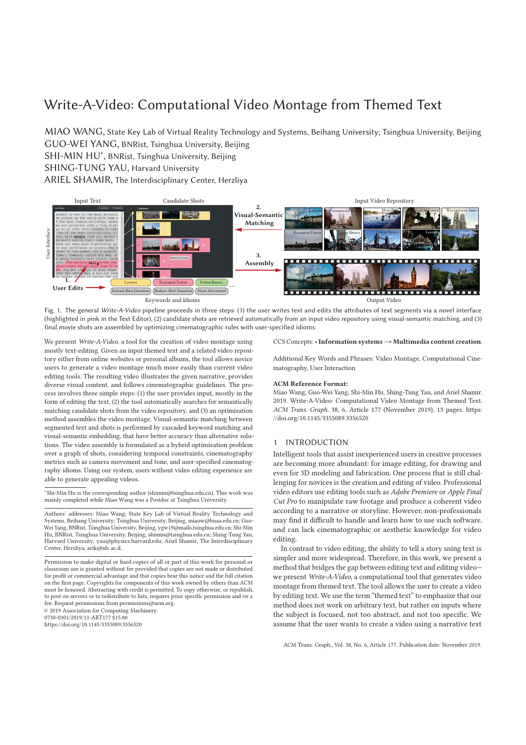# Write-A-Video: Computational Video Montage from Themed Text

MIAO WANG, State Key Lab of Virtual Reality Technology and Systems, Beihang University; Tsinghua University, Beijing
GUO-WEI YANG, BNRist, Tsinghua University, Beijing
SHI-MIN HU*, BNRist, Tsinghua University, Beijing
SHING-TUNG YAU, Harvard University
ARIEL SHAMIR, The Interdisciplinary Center, Herzliya

Fig. 1. The general *Write-A-Video* pipeline proceeds in three steps: (1) the user writes text and edits the attributes of text segments via a novel interface (highlighted in pink in the Text Editor), (2) candidate shots are retrieved automatically from an input video repository using visual-semantic matching, and (3) final movie shots are assembled by optimizing cinematographic rules with user-specified idioms.

We present *Write-A-Video*, a tool for the creation of video montage using mostly text-editing. Given an input themed text and a related video repository either from online websites or personal albums, the tool allows novice users to generate a video montage much more easily than current video editing tools. The resulting video illustrates the given narrative, provides diverse visual content, and follows cinematographic guidelines. The process involves three simple steps: (1) the user provides input, mostly in the form of editing the text, (2) the tool automatically searches for semantically matching candidate shots from the video repository, and (3) an optimization method assembles the video montage. Visual-semantic matching between segmented text and shots is performed by cascaded keyword matching and visual-semantic embedding, that have better accuracy than alternative solutions. The video assembly is formulated as a hybrid optimization problem over a graph of shots, considering temporal constraints, cinematography metrics such as camera movement and tone, and user-specified cinematography idioms. Using our system, users without video editing experience are able to generate appealing videos.

CCS Concepts: • **Information systems** → **Multimedia content creation**.

Additional Key Words and Phrases: Video Montage, Computational Cinematography, User Interaction

**ACM Reference Format:**
Miao Wang, Guo-Wei Yang, Shi-Min Hu, Shing-Tung Yau, and Ariel Shamir. 2019. Write-A-Video: Computational Video Montage from Themed Text. *ACM Trans. Graph.* 38, 6, Article 177 (November 2019), 13 pages. https://doi.org/10.1145/3355089.3356520

*Shi-Min Hu is the corresponding author (shimin@tsinghua.edu.cn). This work was mainly completed while Miao Wang was a Postdoc at Tsinghua University.

Authors' addresses: Miao Wang, State Key Lab of Virtual Reality Technology and Systems, Beihang University; Tsinghua University, Beijing, miaow@buaa.edu.cn; Guo-Wei Yang, BNRist, Tsinghua University, Beijing, ygw19@mails.tsinghua.edu.cn; Shi-Min Hu, BNRist, Tsinghua University, Beijing, shimin@tsinghua.edu.cn; Shing-Tung Yau, Harvard University, yau@physics.harvard.edu; Ariel Shamir, The Interdisciplinary Center, Herzliya, arik@idc.ac.il.

Permission to make digital or hard copies of all or part of this work for personal or classroom use is granted without fee provided that copies are not made or distributed for profit or commercial advantage and that copies bear this notice and the full citation on the first page. Copyrights for components of this work owned by others than ACM must be honored. Abstracting with credit is permitted. To copy otherwise, or republish, to post on servers or to redistribute to lists, requires prior specific permission and/or a fee. Request permissions from permissions@acm.org.
© 2019 Association for Computing Machinery.
0730-0301/2019/11-ART177 $15.00
https://doi.org/10.1145/3355089.3356520

## 1 INTRODUCTION

Intelligent tools that assist inexperienced users in creative processes are becoming more abundant: for image editing, for drawing and even for 3D modeling and fabrication. One process that is still challenging for novices is the creation and editing of video. Professional video editors use editing tools such as *Adobe Premiere* or *Apple Final Cut Pro* to manipulate raw footage and produce a coherent video according to a narrative or storyline. However, non-professionals may find it difficult to handle and learn how to use such software, and can lack cinematographic or aesthetic knowledge for video editing.

In contrast to video editing, the ability to tell a story using text is simpler and more widespread. Therefore, in this work, we present a method that bridges the gap between editing text and editing video—we present *Write-A-Video*, a computational tool that generates video montage from themed text. The tool allows the user to create a video by editing text. We use the term "themed text" to emphasize that our method does not work on arbitrary text, but rather on inputs where the subject is focused, not too abstract, and not too specific. We assume that the user wants to create a video using a narrative text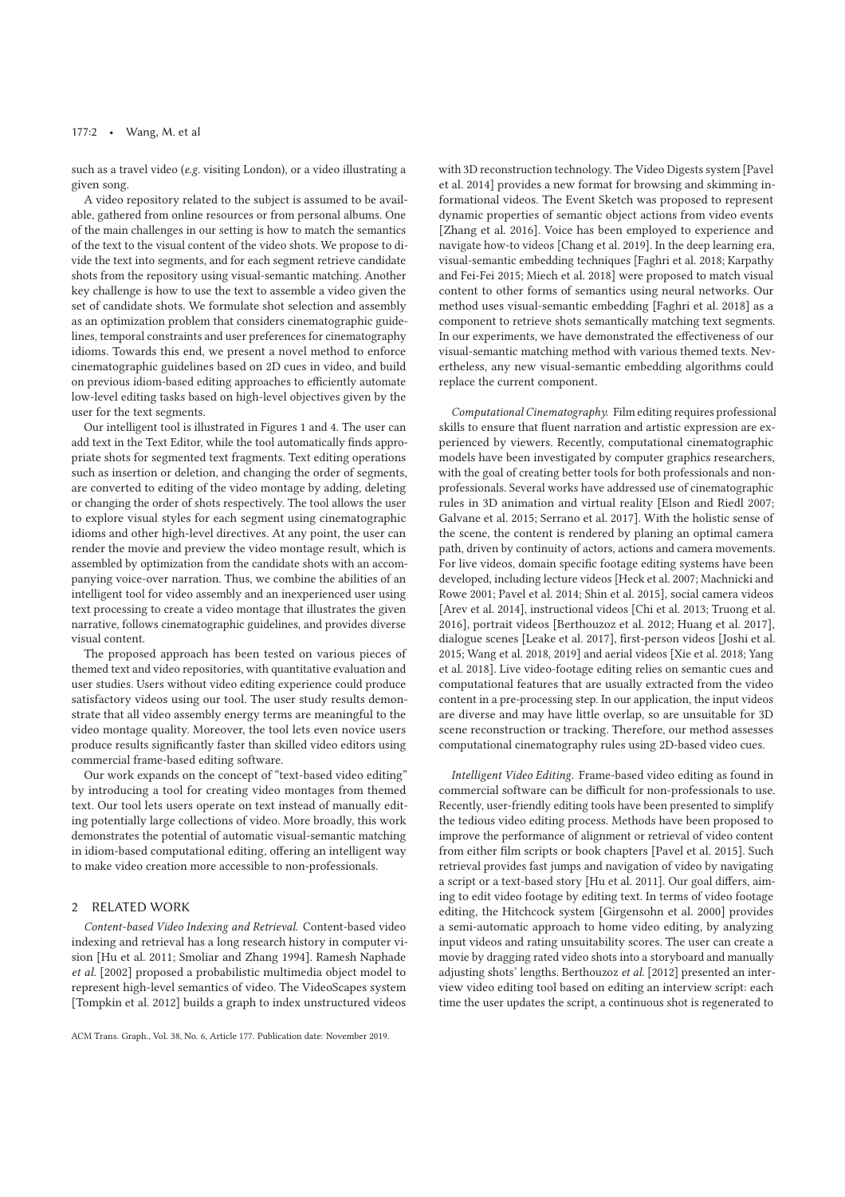such as a travel video (*e.g.* visiting London), or a video illustrating a given song.

A video repository related to the subject is assumed to be available, gathered from online resources or from personal albums. One of the main challenges in our setting is how to match the semantics of the text to the visual content of the video shots. We propose to divide the text into segments, and for each segment retrieve candidate shots from the repository using visual-semantic matching. Another key challenge is how to use the text to assemble a video given the set of candidate shots. We formulate shot selection and assembly as an optimization problem that considers cinematographic guidelines, temporal constraints and user preferences for cinematography idioms. Towards this end, we present a novel method to enforce cinematographic guidelines based on 2D cues in video, and build on previous idiom-based editing approaches to efficiently automate low-level editing tasks based on high-level objectives given by the user for the text segments.

Our intelligent tool is illustrated in Figures 1 and 4. The user can add text in the Text Editor, while the tool automatically finds appropriate shots for segmented text fragments. Text editing operations such as insertion or deletion, and changing the order of segments, are converted to editing of the video montage by adding, deleting or changing the order of shots respectively. The tool allows the user to explore visual styles for each segment using cinematographic idioms and other high-level directives. At any point, the user can render the movie and preview the video montage result, which is assembled by optimization from the candidate shots with an accompanying voice-over narration. Thus, we combine the abilities of an intelligent tool for video assembly and an inexperienced user using text processing to create a video montage that illustrates the given narrative, follows cinematographic guidelines, and provides diverse visual content.

The proposed approach has been tested on various pieces of themed text and video repositories, with quantitative evaluation and user studies. Users without video editing experience could produce satisfactory videos using our tool. The user study results demonstrate that all video assembly energy terms are meaningful to the video montage quality. Moreover, the tool lets even novice users produce results significantly faster than skilled video editors using commercial frame-based editing software.

Our work expands on the concept of "text-based video editing" by introducing a tool for creating video montages from themed text. Our tool lets users operate on text instead of manually editing potentially large collections of video. More broadly, this work demonstrates the potential of automatic visual-semantic matching in idiom-based computational editing, offering an intelligent way to make video creation more accessible to non-professionals.

## 2 RELATED WORK

*Content-based Video Indexing and Retrieval.* Content-based video indexing and retrieval has a long research history in computer vision [Hu et al. 2011; Smoliar and Zhang 1994]. Ramesh Naphade *et al.* [2002] proposed a probabilistic multimedia object model to represent high-level semantics of video. The VideoScapes system [Tompkin et al. 2012] builds a graph to index unstructured videos with 3D reconstruction technology. The Video Digests system [Pavel et al. 2014] provides a new format for browsing and skimming informational videos. The Event Sketch was proposed to represent dynamic properties of semantic object actions from video events [Zhang et al. 2016]. Voice has been employed to experience and navigate how-to videos [Chang et al. 2019]. In the deep learning era, visual-semantic embedding techniques [Faghri et al. 2018; Karpathy and Fei-Fei 2015; Miech et al. 2018] were proposed to match visual content to other forms of semantics using neural networks. Our method uses visual-semantic embedding [Faghri et al. 2018] as a component to retrieve shots semantically matching text segments. In our experiments, we have demonstrated the effectiveness of our visual-semantic matching method with various themed texts. Nevertheless, any new visual-semantic embedding algorithms could replace the current component.

*Computational Cinematography.* Film editing requires professional skills to ensure that fluent narration and artistic expression are experienced by viewers. Recently, computational cinematographic models have been investigated by computer graphics researchers, with the goal of creating better tools for both professionals and non-professionals. Several works have addressed use of cinematographic rules in 3D animation and virtual reality [Elson and Riedl 2007; Galvane et al. 2015; Serrano et al. 2017]. With the holistic sense of the scene, the content is rendered by planing an optimal camera path, driven by continuity of actors, actions and camera movements. For live videos, domain specific footage editing systems have been developed, including lecture videos [Heck et al. 2007; Machnicki and Rowe 2001; Pavel et al. 2014; Shin et al. 2015], social camera videos [Arev et al. 2014], instructional videos [Chi et al. 2013; Truong et al. 2016], portrait videos [Berthouzoz et al. 2012; Huang et al. 2017], dialogue scenes [Leake et al. 2017], first-person videos [Joshi et al. 2015; Wang et al. 2018, 2019] and aerial videos [Xie et al. 2018; Yang et al. 2018]. Live video-footage editing relies on semantic cues and computational features that are usually extracted from the video content in a pre-processing step. In our application, the input videos are diverse and may have little overlap, so are unsuitable for 3D scene reconstruction or tracking. Therefore, our method assesses computational cinematography rules using 2D-based video cues.

*Intelligent Video Editing.* Frame-based video editing as found in commercial software can be difficult for non-professionals to use. Recently, user-friendly editing tools have been presented to simplify the tedious video editing process. Methods have been proposed to improve the performance of alignment or retrieval of video content from either film scripts or book chapters [Pavel et al. 2015]. Such retrieval provides fast jumps and navigation of video by navigating a script or a text-based story [Hu et al. 2011]. Our goal differs, aiming to edit video footage by editing text. In terms of video footage editing, the Hitchcock system [Girgensohn et al. 2000] provides a semi-automatic approach to home video editing, by analyzing input videos and rating unsuitability scores. The user can create a movie by dragging rated video shots into a storyboard and manually adjusting shots' lengths. Berthouzoz *et al.* [2012] presented an interview video editing tool based on editing an interview script: each time the user updates the script, a continuous shot is regenerated to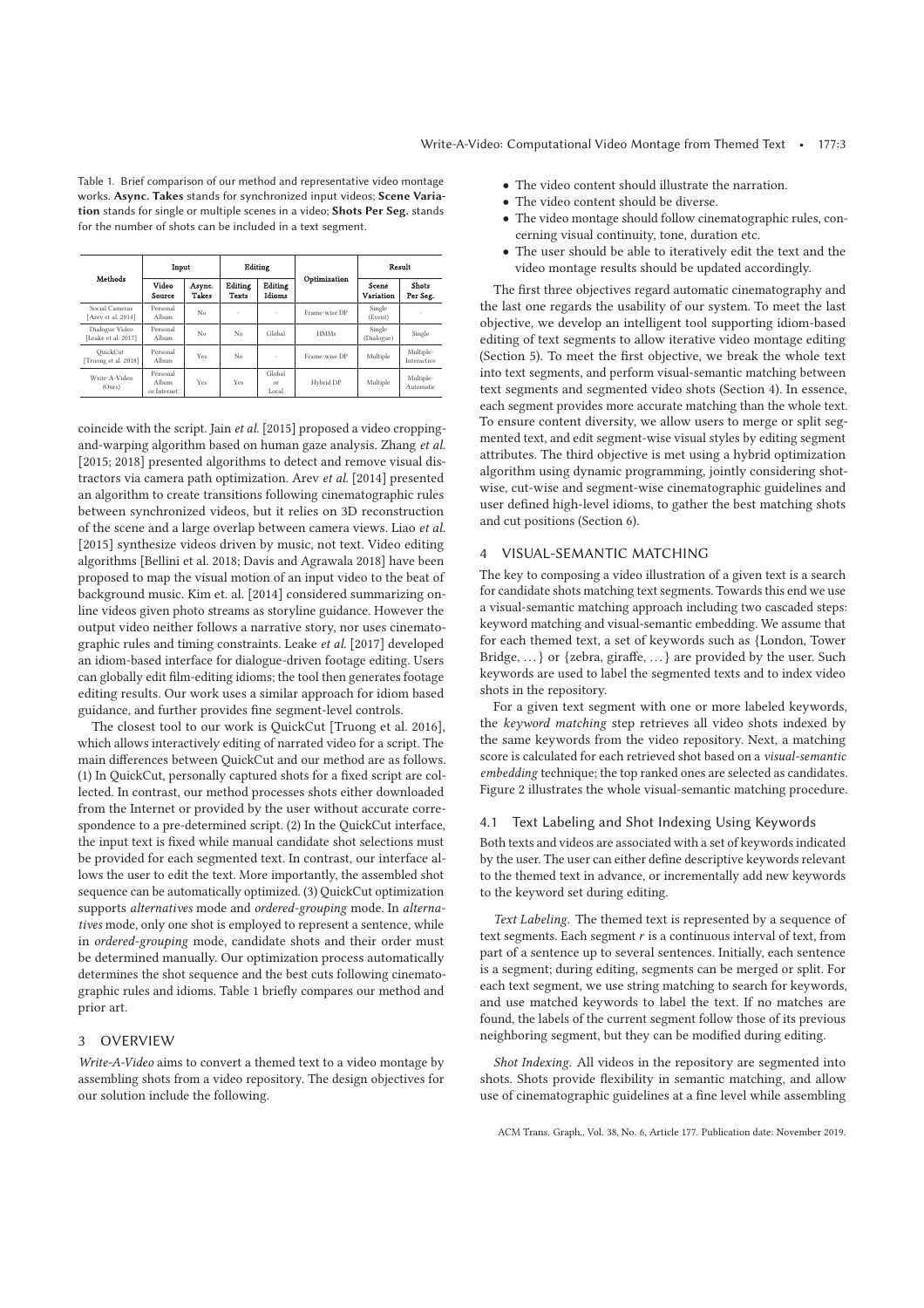Table 1. Brief comparison of our method and representative video montage works. **Async. Takes** stands for synchronized input videos; **Scene Variation** stands for single or multiple scenes in a video; **Shots Per Seg.** stands for the number of shots can be included in a text segment.

| Methods | Input | | Editing | | Optimization | Result | |
|---|---|---|---|---|---|---|---|
| | Video Source | Async. Takes | Editing Texts | Editing Idioms | | Scene Variation | Shots Per Seg. |
| Social Cameras [Arev et al. 2014] | Personal Album | No | - | - | Frame-wise DP | Single (Event) | - |
| Dialogue Video [Leake et al. 2017] | Personal Album | No | No | Global | HMMs | Single (Dialogue) | Single |
| QuickCut [Truong et al. 2018] | Personal Album | Yes | No | - | Frame-wise DP | Multiple | Multiple-Interactive |
| Write-A-Video (Ours) | Personal Album or Internet | Yes | Yes | Global or Local | Hybrid DP | Multiple | Multiple-Automatic |

coincide with the script. Jain *et al.* [2015] proposed a video cropping-and-warping algorithm based on human gaze analysis. Zhang *et al.* [2015; 2018] presented algorithms to detect and remove visual distractors via camera path optimization. Arev *et al.* [2014] presented an algorithm to create transitions following cinematographic rules between synchronized videos, but it relies on 3D reconstruction of the scene and a large overlap between camera views. Liao *et al.* [2015] synthesize videos driven by music, not text. Video editing algorithms [Bellini et al. 2018; Davis and Agrawala 2018] have been proposed to map the visual motion of an input video to the beat of background music. Kim et. al. [2014] considered summarizing online videos given photo streams as storyline guidance. However the output video neither follows a narrative story, nor uses cinematographic rules and timing constraints. Leake *et al.* [2017] developed an idiom-based interface for dialogue-driven footage editing. Users can globally edit film-editing idioms; the tool then generates footage editing results. Our work uses a similar approach for idiom based guidance, and further provides fine segment-level controls.

The closest tool to our work is QuickCut [Truong et al. 2016], which allows interactively editing of narrated video for a script. The main differences between QuickCut and our method are as follows. (1) In QuickCut, personally captured shots for a fixed script are collected. In contrast, our method processes shots either downloaded from the Internet or provided by the user without accurate correspondence to a pre-determined script. (2) In the QuickCut interface, the input text is fixed while manual candidate shot selections must be provided for each segmented text. In contrast, our interface allows the user to edit the text. More importantly, the assembled shot sequence can be automatically optimized. (3) QuickCut optimization supports *alternatives* mode and *ordered-grouping* mode. In *alternatives* mode, only one shot is employed to represent a sentence, while in *ordered-grouping* mode, candidate shots and their order must be determined manually. Our optimization process automatically determines the shot sequence and the best cuts following cinematographic rules and idioms. Table 1 briefly compares our method and prior art.

## 3 OVERVIEW

*Write-A-Video* aims to convert a themed text to a video montage by assembling shots from a video repository. The design objectives for our solution include the following.

- The video content should illustrate the narration.
- The video content should be diverse.
- The video montage should follow cinematographic rules, concerning visual continuity, tone, duration etc.
- The user should be able to iteratively edit the text and the video montage results should be updated accordingly.

The first three objectives regard automatic cinematography and the last one regards the usability of our system. To meet the last objective, we develop an intelligent tool supporting idiom-based editing of text segments to allow iterative video montage editing (Section 5). To meet the first objective, we break the whole text into text segments, and perform visual-semantic matching between text segments and segmented video shots (Section 4). In essence, each segment provides more accurate matching than the whole text. To ensure content diversity, we allow users to merge or split segmented text, and edit segment-wise visual styles by editing segment attributes. The third objective is met using a hybrid optimization algorithm using dynamic programming, jointly considering shot-wise, cut-wise and segment-wise cinematographic guidelines and user defined high-level idioms, to gather the best matching shots and cut positions (Section 6).

## 4 VISUAL-SEMANTIC MATCHING

The key to composing a video illustration of a given text is a search for candidate shots matching text segments. Towards this end we use a visual-semantic matching approach including two cascaded steps: keyword matching and visual-semantic embedding. We assume that for each themed text, a set of keywords such as {London, Tower Bridge, ...} or {zebra, giraffe, ...} are provided by the user. Such keywords are used to label the segmented texts and to index video shots in the repository.

For a given text segment with one or more labeled keywords, the *keyword matching* step retrieves all video shots indexed by the same keywords from the video repository. Next, a matching score is calculated for each retrieved shot based on a *visual-semantic embedding* technique; the top ranked ones are selected as candidates. Figure 2 illustrates the whole visual-semantic matching procedure.

### 4.1 Text Labeling and Shot Indexing Using Keywords

Both texts and videos are associated with a set of keywords indicated by the user. The user can either define descriptive keywords relevant to the themed text in advance, or incrementally add new keywords to the keyword set during editing.

*Text Labeling.* The themed text is represented by a sequence of text segments. Each segment $r$ is a continuous interval of text, from part of a sentence up to several sentences. Initially, each sentence is a segment; during editing, segments can be merged or split. For each text segment, we use string matching to search for keywords, and use matched keywords to label the text. If no matches are found, the labels of the current segment follow those of its previous neighboring segment, but they can be modified during editing.

*Shot Indexing.* All videos in the repository are segmented into shots. Shots provide flexibility in semantic matching, and allow use of cinematographic guidelines at a fine level while assembling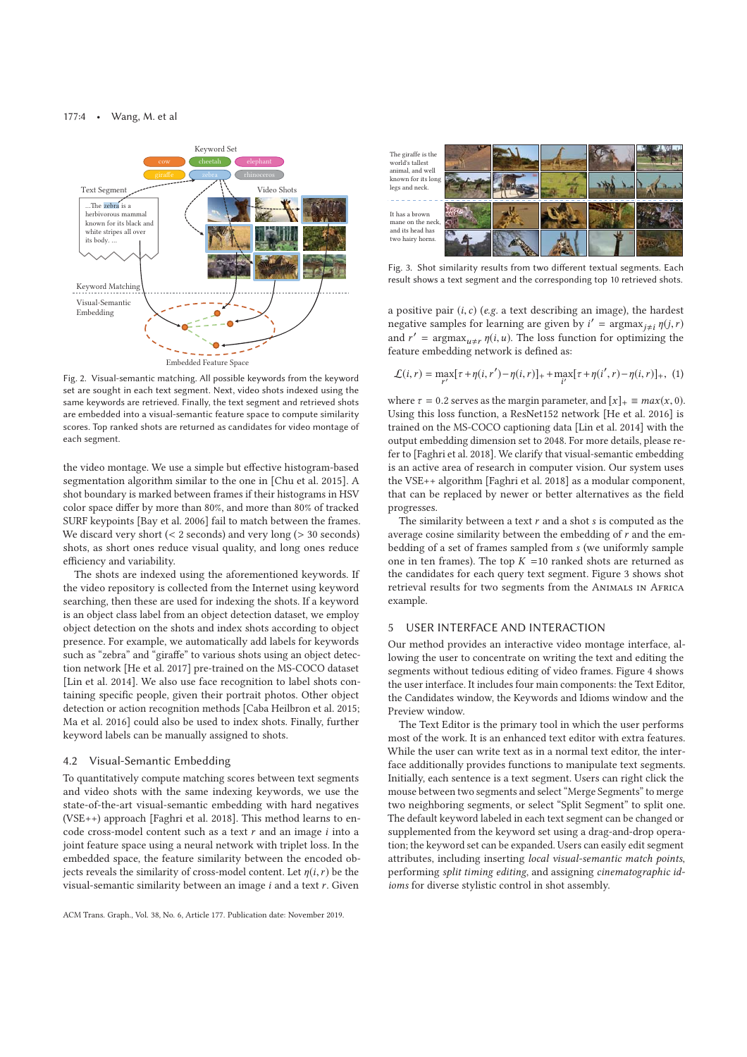Fig. 2. Visual-semantic matching. All possible keywords from the keyword set are sought in each text segment. Next, video shots indexed using the same keywords are retrieved. Finally, the text segment and retrieved shots are embedded into a visual-semantic feature space to compute similarity scores. Top ranked shots are returned as candidates for video montage of each segment.

the video montage. We use a simple but effective histogram-based segmentation algorithm similar to the one in [Chu et al. 2015]. A shot boundary is marked between frames if their histograms in HSV color space differ by more than 80%, and more than 80% of tracked SURF keypoints [Bay et al. 2006] fail to match between the frames. We discard very short (< 2 seconds) and very long (> 30 seconds) shots, as short ones reduce visual quality, and long ones reduce efficiency and variability.

The shots are indexed using the aforementioned keywords. If the video repository is collected from the Internet using keyword searching, then these are used for indexing the shots. If a keyword is an object class label from an object detection dataset, we employ object detection on the shots and index shots according to object presence. For example, we automatically add labels for keywords such as "zebra" and "giraffe" to various shots using an object detection network [He et al. 2017] pre-trained on the MS-COCO dataset [Lin et al. 2014]. We also use face recognition to label shots containing specific people, given their portrait photos. Other object detection or action recognition methods [Caba Heilbron et al. 2015; Ma et al. 2016] could also be used to index shots. Finally, further keyword labels can be manually assigned to shots.

### 4.2 Visual-Semantic Embedding

To quantitatively compute matching scores between text segments and video shots with the same indexing keywords, we use the state-of-the-art visual-semantic embedding with hard negatives (VSE++) approach [Faghri et al. 2018]. This method learns to encode cross-model content such as a text $r$ and an image $i$ into a joint feature space using a neural network with triplet loss. In the embedded space, the feature similarity between the encoded objects reveals the similarity of cross-model content. Let $\eta(i, r)$ be the visual-semantic similarity between an image $i$ and a text $r$. Given a positive pair $(i, c)$ (*e.g.* a text describing an image), the hardest negative samples for learning are given by $i' = \text{argmax}_{j \neq i}\, \eta(j, r)$ and $r' = \text{argmax}_{u \neq r}\, \eta(i, u)$. The loss function for optimizing the feature embedding network is defined as:

$$\mathcal{L}(i, r) = \max_{r'}[\tau + \eta(i, r') - \eta(i, r)]_+ + \max_{i'}[\tau + \eta(i', r) - \eta(i, r)]_+, \quad (1)$$

where $\tau = 0.2$ serves as the margin parameter, and $[x]_+ \equiv max(x, 0)$. Using this loss function, a ResNet152 network [He et al. 2016] is trained on the MS-COCO captioning data [Lin et al. 2014] with the output embedding dimension set to 2048. For more details, please refer to [Faghri et al. 2018]. We clarify that visual-semantic embedding is an active area of research in computer vision. Our system uses the VSE++ algorithm [Faghri et al. 2018] as a modular component, that can be replaced by newer or better alternatives as the field progresses.

The similarity between a text $r$ and a shot $s$ is computed as the average cosine similarity between the embedding of $r$ and the embedding of a set of frames sampled from $s$ (we uniformly sample one in ten frames). The top $K$ =10 ranked shots are returned as the candidates for each query text segment. Figure 3 shows shot retrieval results for two segments from the Animals in Africa example.

Fig. 3. Shot similarity results from two different textual segments. Each result shows a text segment and the corresponding top 10 retrieved shots.

## 5 USER INTERFACE AND INTERACTION

Our method provides an interactive video montage interface, allowing the user to concentrate on writing the text and editing the segments without tedious editing of video frames. Figure 4 shows the user interface. It includes four main components: the Text Editor, the Candidates window, the Keywords and Idioms window and the Preview window.

The Text Editor is the primary tool in which the user performs most of the work. It is an enhanced text editor with extra features. While the user can write text as in a normal text editor, the interface additionally provides functions to manipulate text segments. Initially, each sentence is a text segment. Users can right click the mouse between two segments and select "Merge Segments" to merge two neighboring segments, or select "Split Segment" to split one. The default keyword labeled in each text segment can be changed or supplemented from the keyword set using a drag-and-drop operation; the keyword set can be expanded. Users can easily edit segment attributes, including inserting *local visual-semantic match points*, performing *split timing editing*, and assigning *cinematographic idioms* for diverse stylistic control in shot assembly.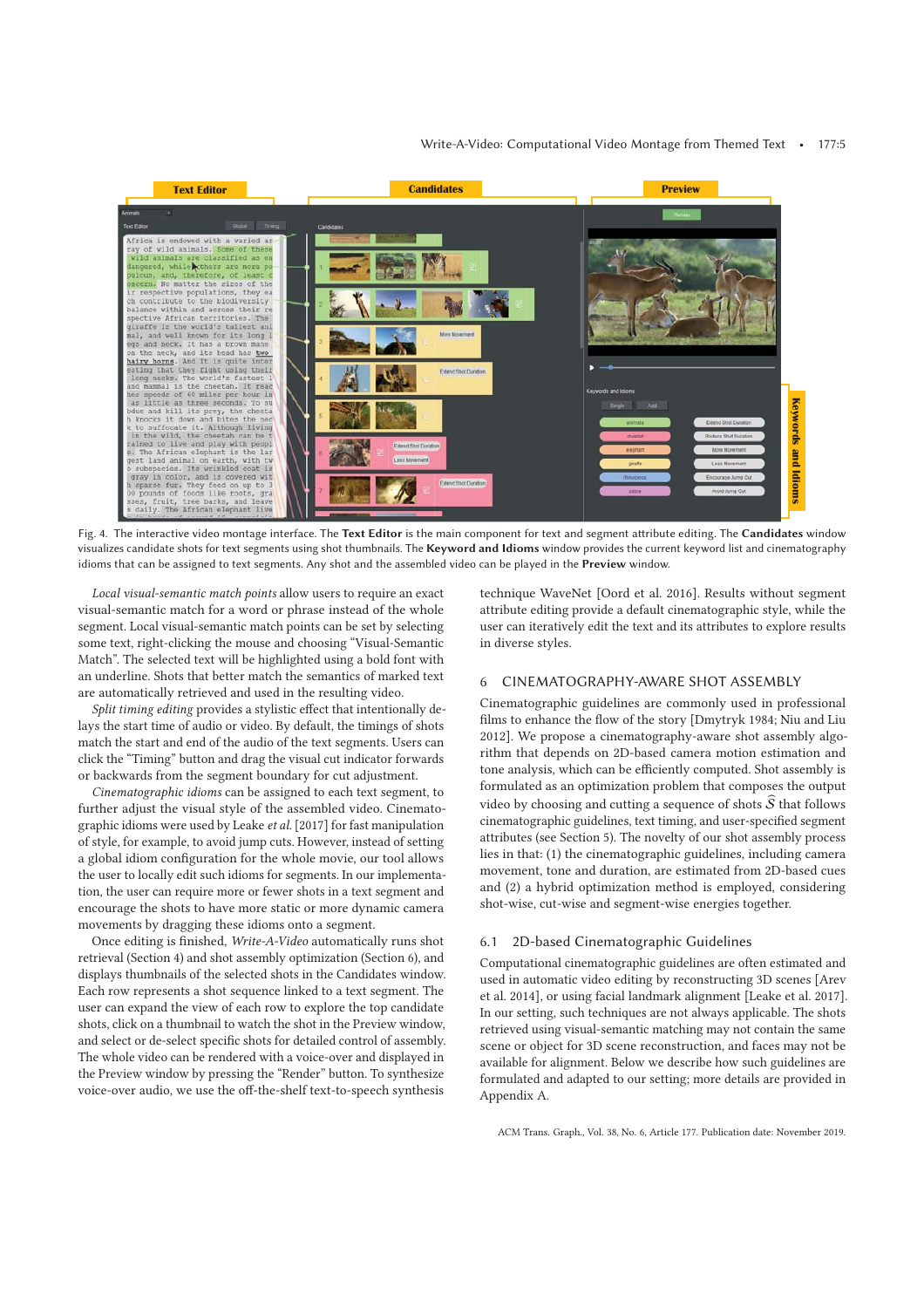Fig. 4. The interactive video montage interface. The **Text Editor** is the main component for text and segment attribute editing. The **Candidates** window visualizes candidate shots for text segments using shot thumbnails. The **Keyword and Idioms** window provides the current keyword list and cinematography idioms that can be assigned to text segments. Any shot and the assembled video can be played in the **Preview** window.

*Local visual-semantic match points* allow users to require an exact visual-semantic match for a word or phrase instead of the whole segment. Local visual-semantic match points can be set by selecting some text, right-clicking the mouse and choosing "Visual-Semantic Match". The selected text will be highlighted using a bold font with an underline. Shots that better match the semantics of marked text are automatically retrieved and used in the resulting video.

*Split timing editing* provides a stylistic effect that intentionally delays the start time of audio or video. By default, the timings of shots match the start and end of the audio of the text segments. Users can click the "Timing" button and drag the visual cut indicator forwards or backwards from the segment boundary for cut adjustment.

*Cinematographic idioms* can be assigned to each text segment, to further adjust the visual style of the assembled video. Cinematographic idioms were used by Leake *et al.* [2017] for fast manipulation of style, for example, to avoid jump cuts. However, instead of setting a global idiom configuration for the whole movie, our tool allows the user to locally edit such idioms for segments. In our implementation, the user can require more or fewer shots in a text segment and encourage the shots to have more static or more dynamic camera movements by dragging these idioms onto a segment.

Once editing is finished, *Write-A-Video* automatically runs shot retrieval (Section 4) and shot assembly optimization (Section 6), and displays thumbnails of the selected shots in the Candidates window. Each row represents a shot sequence linked to a text segment. The user can expand the view of each row to explore the top candidate shots, click on a thumbnail to watch the shot in the Preview window, and select or de-select specific shots for detailed control of assembly. The whole video can then be rendered with a voice-over and displayed in the Preview window by pressing the "Render" button. To synthesize voice-over audio, we use the off-the-shelf text-to-speech synthesis technique WaveNet [Oord et al. 2016]. Results without segment attribute editing provide a default cinematographic style, while the user can iteratively edit the text and its attributes to explore results in diverse styles.

## 6 CINEMATOGRAPHY-AWARE SHOT ASSEMBLY

Cinematographic guidelines are commonly used in professional films to enhance the flow of the story [Dmytryk 1984; Niu and Liu 2012]. We propose a cinematography-aware shot assembly algorithm that depends on 2D-based camera motion estimation and tone analysis, which can be efficiently computed. Shot assembly is formulated as an optimization problem that composes the output video by choosing and cutting a sequence of shots $\widehat{S}$ that follows cinematographic guidelines, text timing, and user-specified segment attributes (see Section 5). The novelty of our shot assembly process lies in that: (1) the cinematographic guidelines, including camera movement, tone and duration, are estimated from 2D-based cues and (2) a hybrid optimization method is employed, considering shot-wise, cut-wise and segment-wise energies together.

### 6.1 2D-based Cinematographic Guidelines

Computational cinematographic guidelines are often estimated and used in automatic video editing by reconstructing 3D scenes [Arev et al. 2014], or using facial landmark alignment [Leake et al. 2017]. In our setting, such techniques are not always applicable. The shots retrieved using visual-semantic matching may not contain the same scene or object for 3D scene reconstruction, and faces may not be available for alignment. Below we describe how such guidelines are formulated and adapted to our setting; more details are provided in Appendix A.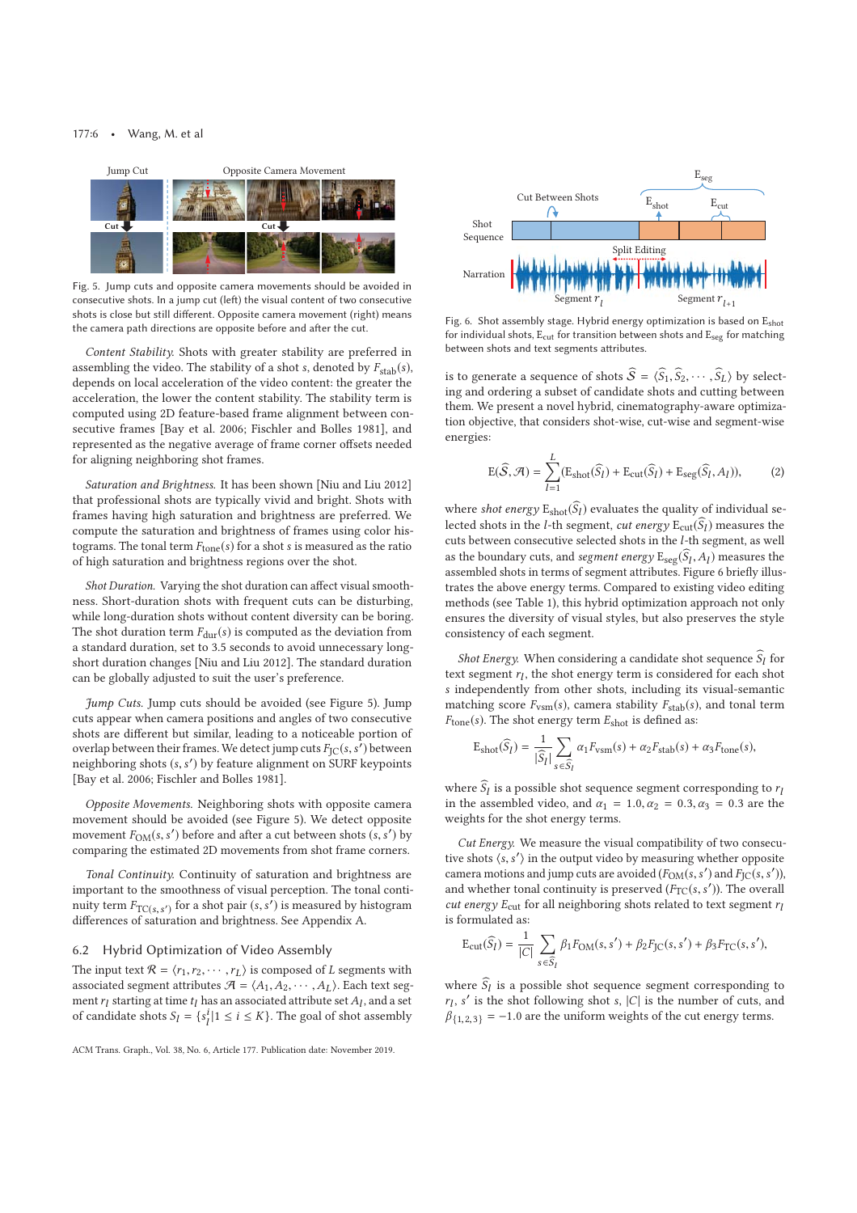Fig. 5. Jump cuts and opposite camera movements should be avoided in consecutive shots. In a jump cut (left) the visual content of two consecutive shots is close but still different. Opposite camera movement (right) means the camera path directions are opposite before and after the cut.

*Content Stability.* Shots with greater stability are preferred in assembling the video. The stability of a shot $s$, denoted by $F_{\text{stab}}(s)$, depends on local acceleration of the video content: the greater the acceleration, the lower the content stability. The stability term is computed using 2D feature-based frame alignment between consecutive frames [Bay et al. 2006; Fischler and Bolles 1981], and represented as the negative average of frame corner offsets needed for aligning neighboring shot frames.

*Saturation and Brightness.* It has been shown [Niu and Liu 2012] that professional shots are typically vivid and bright. Shots with frames having high saturation and brightness are preferred. We compute the saturation and brightness of frames using color histograms. The tonal term $F_{\text{tone}}(s)$ for a shot $s$ is measured as the ratio of high saturation and brightness regions over the shot.

*Shot Duration.* Varying the shot duration can affect visual smoothness. Short-duration shots with frequent cuts can be disturbing, while long-duration shots without content diversity can be boring. The shot duration term $F_{\text{dur}}(s)$ is computed as the deviation from a standard duration, set to 3.5 seconds to avoid unnecessary long-short duration changes [Niu and Liu 2012]. The standard duration can be globally adjusted to suit the user's preference.

*Jump Cuts.* Jump cuts should be avoided (see Figure 5). Jump cuts appear when camera positions and angles of two consecutive shots are different but similar, leading to a noticeable portion of overlap between their frames. We detect jump cuts $F_{\text{JC}}(s, s')$ between neighboring shots $(s, s')$ by feature alignment on SURF keypoints [Bay et al. 2006; Fischler and Bolles 1981].

*Opposite Movements.* Neighboring shots with opposite camera movement should be avoided (see Figure 5). We detect opposite movement $F_{\text{OM}}(s, s')$ before and after a cut between shots $(s, s')$ by comparing the estimated 2D movements from shot frame corners.

*Tonal Continuity.* Continuity of saturation and brightness are important to the smoothness of visual perception. The tonal continuity term $F_{\text{TC}(s,s')}$ for a shot pair $(s, s')$ is measured by histogram differences of saturation and brightness. See Appendix A.

## 6.2 Hybrid Optimization of Video Assembly

The input text $\mathcal{R} = \langle r_1, r_2, \cdots, r_L \rangle$ is composed of $L$ segments with associated segment attributes $\mathcal{A} = \langle A_1, A_2, \cdots, A_L \rangle$. Each text segment $r_l$ starting at time $t_l$ has an associated attribute set $A_l$, and a set of candidate shots $S_l = \{s_l^i | 1 \leq i \leq K\}$. The goal of shot assembly is to generate a sequence of shots $\widehat{\mathcal{S}} = \langle \widehat{S}_1, \widehat{S}_2, \cdots, \widehat{S}_L \rangle$ by selecting and ordering a subset of candidate shots and cutting between them. We present a novel hybrid, cinematography-aware optimization objective, that considers shot-wise, cut-wise and segment-wise energies:

Fig. 6. Shot assembly stage. Hybrid energy optimization is based on $\text{E}_{\text{shot}}$ for individual shots, $\text{E}_{\text{cut}}$ for transition between shots and $\text{E}_{\text{seg}}$ for matching between shots and text segments attributes.

$$\text{E}(\widehat{\mathcal{S}}, \mathcal{A}) = \sum_{l=1}^{L} (\text{E}_{\text{shot}}(\widehat{S}_l) + \text{E}_{\text{cut}}(\widehat{S}_l) + \text{E}_{\text{seg}}(\widehat{S}_l, A_l)), \tag{2}$$

where *shot energy* $\text{E}_{\text{shot}}(\widehat{S}_l)$ evaluates the quality of individual selected shots in the $l$-th segment, *cut energy* $\text{E}_{\text{cut}}(\widehat{S}_l)$ measures the cuts between consecutive selected shots in the $l$-th segment, as well as the boundary cuts, and *segment energy* $\text{E}_{\text{seg}}(\widehat{S}_l, A_l)$ measures the assembled shots in terms of segment attributes. Figure 6 briefly illustrates the above energy terms. Compared to existing video editing methods (see Table 1), this hybrid optimization approach not only ensures the diversity of visual styles, but also preserves the style consistency of each segment.

*Shot Energy.* When considering a candidate shot sequence $\widehat{S}_l$ for text segment $r_l$, the shot energy term is considered for each shot $s$ independently from other shots, including its visual-semantic matching score $F_{\text{vsm}}(s)$, camera stability $F_{\text{stab}}(s)$, and tonal term $F_{\text{tone}}(s)$. The shot energy term $E_{\text{shot}}$ is defined as:

$$\text{E}_{\text{shot}}(\widehat{S}_l) = \frac{1}{|\widehat{S}_l|} \sum_{s \in \widehat{S}_l} \alpha_1 F_{\text{vsm}}(s) + \alpha_2 F_{\text{stab}}(s) + \alpha_3 F_{\text{tone}}(s),$$

where $\widehat{S}_l$ is a possible shot sequence segment corresponding to $r_l$ in the assembled video, and $\alpha_1 = 1.0, \alpha_2 = 0.3, \alpha_3 = 0.3$ are the weights for the shot energy terms.

*Cut Energy.* We measure the visual compatibility of two consecutive shots $\langle s, s' \rangle$ in the output video by measuring whether opposite camera motions and jump cuts are avoided ($F_{\text{OM}}(s, s')$ and $F_{\text{JC}}(s, s')$), and whether tonal continuity is preserved ($F_{\text{TC}}(s, s')$). The overall *cut energy* $\text{E}_{\text{cut}}$ for all neighboring shots related to text segment $r_l$ is formulated as:

$$\text{E}_{\text{cut}}(\widehat{S}_l) = \frac{1}{|C|} \sum_{s \in \widehat{S}_l} \beta_1 F_{\text{OM}}(s, s') + \beta_2 F_{\text{JC}}(s, s') + \beta_3 F_{\text{TC}}(s, s'),$$

where $\widehat{S}_l$ is a possible shot sequence segment corresponding to $r_l$, $s'$ is the shot following shot $s$, $|C|$ is the number of cuts, and $\beta_{\{1,2,3\}} = -1.0$ are the uniform weights of the cut energy terms.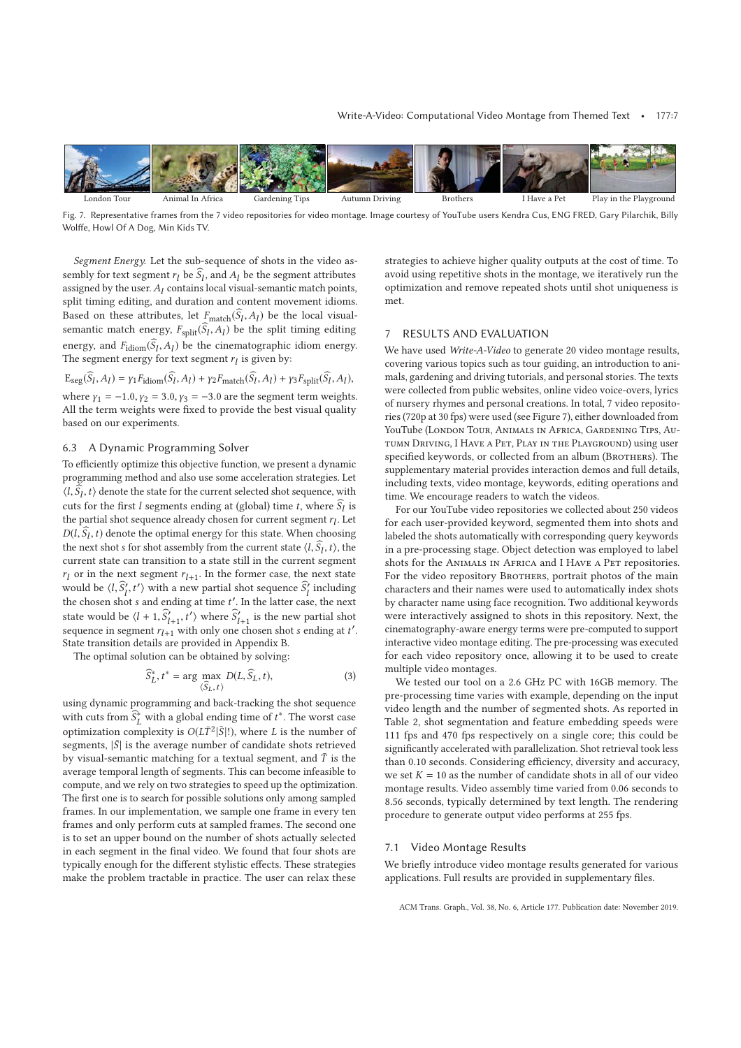London Tour
Animal In Africa
Gardening Tips
Autumn Driving
Brothers
I Have a Pet
Play in the Playground

Fig. 7. Representative frames from the 7 video repositories for video montage. Image courtesy of YouTube users Kendra Cus, ENG FRED, Gary Pilarchik, Billy Wolffe, Howl Of A Dog, Min Kids TV.

*Segment Energy.* Let the sub-sequence of shots in the video assembly for text segment $r_l$ be $\widehat{S}_l$, and $A_l$ be the segment attributes assigned by the user. $A_l$ contains local visual-semantic match points, split timing editing, and duration and content movement idioms. Based on these attributes, let $F_{\text{match}}(\widehat{S}_l, A_l)$ be the local visual-semantic match energy, $F_{\text{split}}(\widehat{S}_l, A_l)$ be the split timing editing energy, and $F_{\text{idiom}}(\widehat{S}_l, A_l)$ be the cinematographic idiom energy. The segment energy for text segment $r_l$ is given by:

$$\mathrm{E}_{\text{seg}}(\widehat{S}_l, A_l) = \gamma_1 F_{\text{idiom}}(\widehat{S}_l, A_l) + \gamma_2 F_{\text{match}}(\widehat{S}_l, A_l) + \gamma_3 F_{\text{split}}(\widehat{S}_l, A_l),$$

where $\gamma_1 = -1.0, \gamma_2 = 3.0, \gamma_3 = -3.0$ are the segment term weights. All the term weights were fixed to provide the best visual quality based on our experiments.

### 6.3 A Dynamic Programming Solver

To efficiently optimize this objective function, we present a dynamic programming method and also use some acceleration strategies. Let $\langle l, \widehat{S}_l, t \rangle$ denote the state for the current selected shot sequence, with cuts for the first $l$ segments ending at (global) time $t$, where $\widehat{S}_l$ is the partial shot sequence already chosen for current segment $r_l$. Let $D(l, \widehat{S}_l, t)$ denote the optimal energy for this state. When choosing the next shot $s$ for shot assembly from the current state $\langle l, \widehat{S}_l, t \rangle$, the current state can transition to a state still in the current segment $r_l$ or in the next segment $r_{l+1}$. In the former case, the next state would be $\langle l, \widehat{S}'_l, t' \rangle$ with a new partial shot sequence $\widehat{S}'_l$ including the chosen shot $s$ and ending at time $t'$. In the latter case, the next state would be $\langle l+1, \widehat{S}'_{l+1}, t' \rangle$ where $\widehat{S}'_{l+1}$ is the new partial shot sequence in segment $r_{l+1}$ with only one chosen shot $s$ ending at $t'$. State transition details are provided in Appendix B.

The optimal solution can be obtained by solving:

$$\widehat{S}^*_L, t^* = \arg \max_{\langle \widehat{S}_L, t \rangle} D(L, \widehat{S}_L, t), \tag{3}$$

using dynamic programming and back-tracking the shot sequence with cuts from $\widehat{S}^*_L$ with a global ending time of $t^*$. The worst case optimization complexity is $O(L\bar{T}^2|\bar{S}|!)$, where $L$ is the number of segments, $|\bar{S}|$ is the average number of candidate shots retrieved by visual-semantic matching for a textual segment, and $\bar{T}$ is the average temporal length of segments. This can become infeasible to compute, and we rely on two strategies to speed up the optimization. The first one is to search for possible solutions only among sampled frames. In our implementation, we sample one frame in every ten frames and only perform cuts at sampled frames. The second one is to set an upper bound on the number of shots actually selected in each segment in the final video. We found that four shots are typically enough for the different stylistic effects. These strategies make the problem tractable in practice. The user can relax these strategies to achieve higher quality outputs at the cost of time. To avoid using repetitive shots in the montage, we iteratively run the optimization and remove repeated shots until shot uniqueness is met.

## 7 RESULTS AND EVALUATION

We have used *Write-A-Video* to generate 20 video montage results, covering various topics such as tour guiding, an introduction to animals, gardening and driving tutorials, and personal stories. The texts were collected from public websites, online video voice-overs, lyrics of nursery rhymes and personal creations. In total, 7 video repositories (720p at 30 fps) were used (see Figure 7), either downloaded from YouTube (London Tour, Animals in Africa, Gardening Tips, Autumn Driving, I Have a Pet, Play in the Playground) using user specified keywords, or collected from an album (Brothers). The supplementary material provides interaction demos and full details, including texts, video montage, keywords, editing operations and time. We encourage readers to watch the videos.

For our YouTube video repositories we collected about 250 videos for each user-provided keyword, segmented them into shots and labeled the shots automatically with corresponding query keywords in a pre-processing stage. Object detection was employed to label shots for the Animals in Africa and I Have a Pet repositories. For the video repository Brothers, portrait photos of the main characters and their names were used to automatically index shots by character name using face recognition. Two additional keywords were interactively assigned to shots in this repository. Next, the cinematography-aware energy terms were pre-computed to support interactive video montage editing. The pre-processing was executed for each video repository once, allowing it to be used to create multiple video montages.

We tested our tool on a 2.6 GHz PC with 16GB memory. The pre-processing time varies with example, depending on the input video length and the number of segmented shots. As reported in Table 2, shot segmentation and feature embedding speeds were 111 fps and 470 fps respectively on a single core; this could be significantly accelerated with parallelization. Shot retrieval took less than 0.10 seconds. Considering efficiency, diversity and accuracy, we set $K = 10$ as the number of candidate shots in all of our video montage results. Video assembly time varied from 0.06 seconds to 8.56 seconds, typically determined by text length. The rendering procedure to generate output video performs at 255 fps.

### 7.1 Video Montage Results

We briefly introduce video montage results generated for various applications. Full results are provided in supplementary files.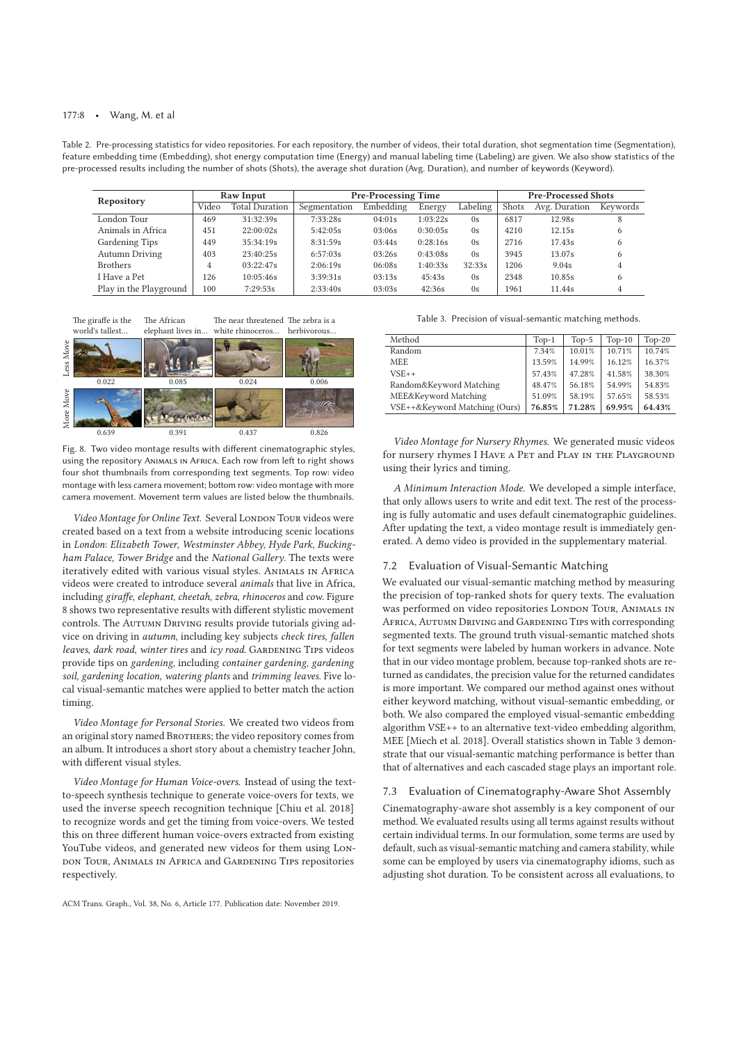Table 2. Pre-processing statistics for video repositories. For each repository, the number of videos, their total duration, shot segmentation time (Segmentation), feature embedding time (Embedding), shot energy computation time (Energy) and manual labeling time (Labeling) are given. We also show statistics of the pre-processed results including the number of shots (Shots), the average shot duration (Avg. Duration), and number of keywords (Keyword).

| Repository | Raw Input | | Pre-Processing Time | | | | Pre-Processed Shots | | |
|---|---|---|---|---|---|---|---|---|---|
| | Video | Total Duration | Segmentation | Embedding | Energy | Labeling | Shots | Avg. Duration | Keywords |
| London Tour | 469 | 31:32:39s | 7:33:28s | 04:01s | 1:03:22s | 0s | 6817 | 12.98s | 8 |
| Animals in Africa | 451 | 22:00:02s | 5:42:05s | 03:06s | 0:30:05s | 0s | 4210 | 12.15s | 6 |
| Gardening Tips | 449 | 35:34:19s | 8:31:59s | 03:44s | 0:28:16s | 0s | 2716 | 17.43s | 6 |
| Autumn Driving | 403 | 23:40:25s | 6:57:03s | 03:26s | 0:43:08s | 0s | 3945 | 13.07s | 6 |
| Brothers | 4 | 03:22:47s | 2:06:19s | 06:08s | 1:40:33s | 32:33s | 1206 | 9.04s | 4 |
| I Have a Pet | 126 | 10:05:46s | 3:39:31s | 03:13s | 45:43s | 0s | 2348 | 10.85s | 6 |
| Play in the Playground | 100 | 7:29:53s | 2:33:40s | 03:03s | 42:36s | 0s | 1961 | 11.44s | 4 |

Fig. 8. Two video montage results with different cinematographic styles, using the repository Animals in Africa. Each row from left to right shows four shot thumbnails from corresponding text segments. Top row: video montage with less camera movement; bottom row: video montage with more camera movement. Movement term values are listed below the thumbnails.

*Video Montage for Online Text.* Several London Tour videos were created based on a text from a website introducing scenic locations in *London*: *Elizabeth Tower*, *Westminster Abbey*, *Hyde Park*, *Buckingham Palace*, *Tower Bridge* and the *National Gallery*. The texts were iteratively edited with various visual styles. Animals in Africa videos were created to introduce several *animals* that live in Africa, including *giraffe*, *elephant*, *cheetah*, *zebra*, *rhinoceros* and *cow*. Figure 8 shows two representative results with different stylistic movement controls. The Autumn Driving results provide tutorials giving advice on driving in *autumn*, including key subjects *check tires*, *fallen leaves*, *dark road*, *winter tires* and *icy road*. Gardening Tips videos provide tips on *gardening*, including *container gardening*, *gardening soil*, *gardening location*, *watering plants* and *trimming leaves*. Five local visual-semantic matches were applied to better match the action timing.

*Video Montage for Personal Stories.* We created two videos from an original story named Brothers; the video repository comes from an album. It introduces a short story about a chemistry teacher John, with different visual styles.

*Video Montage for Human Voice-overs.* Instead of using the text-to-speech synthesis technique to generate voice-overs for texts, we used the inverse speech recognition technique [Chiu et al. 2018] to recognize words and get the timing from voice-overs. We tested this on three different human voice-overs extracted from existing YouTube videos, and generated new videos for them using London Tour, Animals in Africa and Gardening Tips repositories respectively.

Table 3. Precision of visual-semantic matching methods.

| Method | Top-1 | Top-5 | Top-10 | Top-20 |
|---|---|---|---|---|
| Random | 7.34% | 10.01% | 10.71% | 10.74% |
| MEE | 13.59% | 14.99% | 16.12% | 16.37% |
| VSE++ | 57.43% | 47.28% | 41.58% | 38.30% |
| Random&Keyword Matching | 48.47% | 56.18% | 54.99% | 54.83% |
| MEE&Keyword Matching | 51.09% | 58.19% | 57.65% | 58.53% |
| VSE++&Keyword Matching (Ours) | **76.85%** | **71.28%** | **69.95%** | **64.43%** |

*Video Montage for Nursery Rhymes.* We generated music videos for nursery rhymes I Have a Pet and Play in the Playground using their lyrics and timing.

*A Minimum Interaction Mode.* We developed a simple interface, that only allows users to write and edit text. The rest of the processing is fully automatic and uses default cinematographic guidelines. After updating the text, a video montage result is immediately generated. A demo video is provided in the supplementary material.

### 7.2 Evaluation of Visual-Semantic Matching

We evaluated our visual-semantic matching method by measuring the precision of top-ranked shots for query texts. The evaluation was performed on video repositories London Tour, Animals in Africa, Autumn Driving and Gardening Tips with corresponding segmented texts. The ground truth visual-semantic matched shots for text segments were labeled by human workers in advance. Note that in our video montage problem, because top-ranked shots are returned as candidates, the precision value for the returned candidates is more important. We compared our method against ones without either keyword matching, without visual-semantic embedding, or both. We also compared the employed visual-semantic embedding algorithm VSE++ to an alternative text-video embedding algorithm, MEE [Miech et al. 2018]. Overall statistics shown in Table 3 demonstrate that our visual-semantic matching performance is better than that of alternatives and each cascaded stage plays an important role.

### 7.3 Evaluation of Cinematography-Aware Shot Assembly

Cinematography-aware shot assembly is a key component of our method. We evaluated results using all terms against results without certain individual terms. In our formulation, some terms are used by default, such as visual-semantic matching and camera stability, while some can be employed by users via cinematography idioms, such as adjusting shot duration. To be consistent across all evaluations, to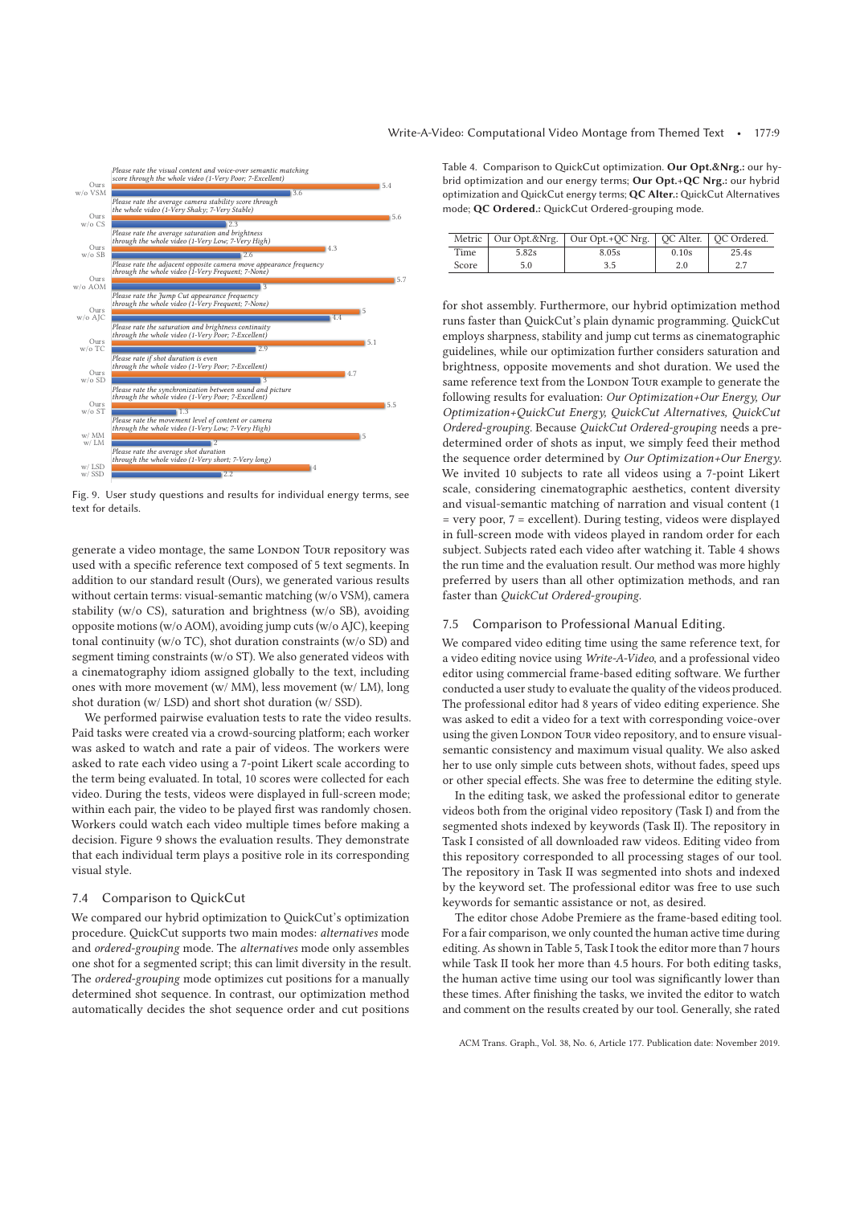Please rate the visual content and voice-over semantic matching score through the whole video (1-Very Poor; 7-Excellent)

Ours
w/o VSM
5.4
3.6

Please rate the average camera stability score through the whole video (1-Very Shaky; 7-Very Stable)

Ours
w/o CS
5.6
2.3

Please rate the average saturation and brightness through the whole video (1-Very Low; 7-Very High)

Ours
w/o SB
4.3
2.6

Please rate the adjacent opposite camera move appearance frequency through the whole video (1-Very Frequent; 7-None)

Ours
w/o AOM
5.7
3

Please rate the Jump Cut appearance frequency through the whole video (1-Very Frequent; 7-None)

Ours
w/o AJC
5
4.4

Please rate the saturation and brightness continuity through the whole video (1-Very Poor; 7-Excellent)

Ours
w/o TC
5.1
2.9

Please rate if shot duration is even through the whole video (1-Very Poor; 7-Excellent)

Ours
w/o SD
4.7
3

Please rate the synchronization between sound and picture through the whole video (1-Very Poor; 7-Excellent)

Ours
w/o ST
5.5
1.3

Please rate the movement level of content or camera through the whole video (1-Very Low; 7-Very High)

w/ MM
w/ LM
5
2

Please rate the average shot duration through the whole video (1-Very short; 7-Very long)

w/ LSD
w/ SSD
4
2.2

Fig. 9. User study questions and results for individual energy terms, see text for details.

generate a video montage, the same London Tour repository was used with a specific reference text composed of 5 text segments. In addition to our standard result (Ours), we generated various results without certain terms: visual-semantic matching (w/o VSM), camera stability (w/o CS), saturation and brightness (w/o SB), avoiding opposite motions (w/o AOM), avoiding jump cuts (w/o AJC), keeping tonal continuity (w/o TC), shot duration constraints (w/o SD) and segment timing constraints (w/o ST). We also generated videos with a cinematography idiom assigned globally to the text, including ones with more movement (w/ MM), less movement (w/ LM), long shot duration (w/ LSD) and short shot duration (w/ SSD).

We performed pairwise evaluation tests to rate the video results. Paid tasks were created via a crowd-sourcing platform; each worker was asked to watch and rate a pair of videos. The workers were asked to rate each video using a 7-point Likert scale according to the term being evaluated. In total, 10 scores were collected for each video. During the tests, videos were displayed in full-screen mode; within each pair, the video to be played first was randomly chosen. Workers could watch each video multiple times before making a decision. Figure 9 shows the evaluation results. They demonstrate that each individual term plays a positive role in its corresponding visual style.

### 7.4 Comparison to QuickCut

We compared our hybrid optimization to QuickCut's optimization procedure. QuickCut supports two main modes: *alternatives* mode and *ordered-grouping* mode. The *alternatives* mode only assembles one shot for a segmented script; this can limit diversity in the result. The *ordered-grouping* mode optimizes cut positions for a manually determined shot sequence. In contrast, our optimization method automatically decides the shot sequence order and cut positions for shot assembly. Furthermore, our hybrid optimization method runs faster than QuickCut's plain dynamic programming. QuickCut employs sharpness, stability and jump cut terms as cinematographic guidelines, while our optimization further considers saturation and brightness, opposite movements and shot duration. We used the same reference text from the London Tour example to generate the following results for evaluation: *Our Optimization+Our Energy, Our Optimization+QuickCut Energy, QuickCut Alternatives, QuickCut Ordered-grouping*. Because *QuickCut Ordered-grouping* needs a predetermined order of shots as input, we simply feed their method the sequence order determined by *Our Optimization+Our Energy*. We invited 10 subjects to rate all videos using a 7-point Likert scale, considering cinematographic aesthetics, content diversity and visual-semantic matching of narration and visual content (1 = very poor, 7 = excellent). During testing, videos were displayed in full-screen mode with videos played in random order for each subject. Subjects rated each video after watching it. Table 4 shows the run time and the evaluation result. Our method was more highly preferred by users than all other optimization methods, and ran faster than *QuickCut Ordered-grouping*.

Table 4. Comparison to QuickCut optimization. **Our Opt.&Nrg.:** our hybrid optimization and our energy terms; **Our Opt.+QC Nrg.:** our hybrid optimization and QuickCut energy terms; **QC Alter.:** QuickCut Alternatives mode; **QC Ordered.:** QuickCut Ordered-grouping mode.

| Metric | Our Opt.&Nrg. | Our Opt.+QC Nrg. | QC Alter. | QC Ordered. |
|---|---|---|---|---|
| Time | 5.82s | 8.05s | 0.10s | 25.4s |
| Score | 5.0 | 3.5 | 2.0 | 2.7 |

### 7.5 Comparison to Professional Manual Editing.

We compared video editing time using the same reference text, for a video editing novice using *Write-A-Video*, and a professional video editor using commercial frame-based editing software. We further conducted a user study to evaluate the quality of the videos produced. The professional editor had 8 years of video editing experience. She was asked to edit a video for a text with corresponding voice-over using the given London Tour video repository, and to ensure visual-semantic consistency and maximum visual quality. We also asked her to use only simple cuts between shots, without fades, speed ups or other special effects. She was free to determine the editing style.

In the editing task, we asked the professional editor to generate videos both from the original video repository (Task I) and from the segmented shots indexed by keywords (Task II). The repository in Task I consisted of all downloaded raw videos. Editing video from this repository corresponded to all processing stages of our tool. The repository in Task II was segmented into shots and indexed by the keyword set. The professional editor was free to use such keywords for semantic assistance or not, as desired.

The editor chose Adobe Premiere as the frame-based editing tool. For a fair comparison, we only counted the human active time during editing. As shown in Table 5, Task I took the editor more than 7 hours while Task II took her more than 4.5 hours. For both editing tasks, the human active time using our tool was significantly lower than these times. After finishing the tasks, we invited the editor to watch and comment on the results created by our tool. Generally, she rated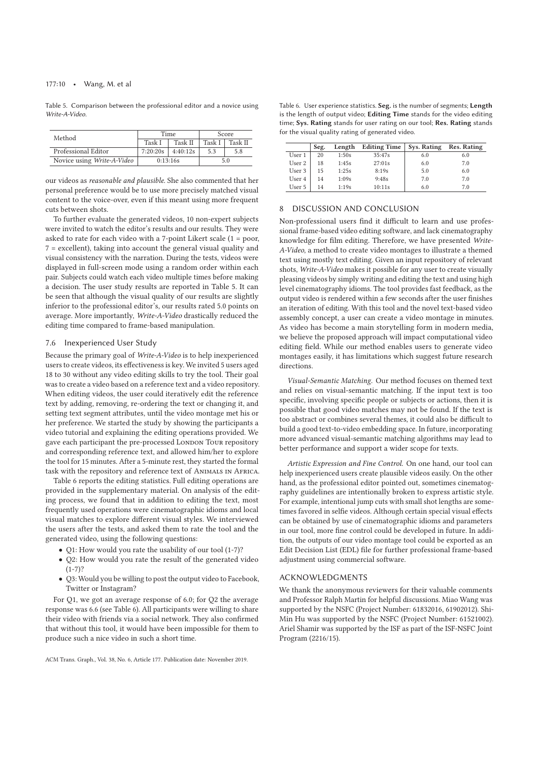Table 5. Comparison between the professional editor and a novice using *Write-A-Video*.

| Method | Time | | Score | |
|---|---|---|---|---|
| | Task I | Task II | Task I | Task II |
| Professional Editor | 7:20:20s | 4:40:12s | 5.3 | 5.8 |
| Novice using *Write-A-Video* | 0:13:16s | | 5.0 | |

our videos as *reasonable and plausible*. She also commented that her personal preference would be to use more precisely matched visual content to the voice-over, even if this meant using more frequent cuts between shots.

To further evaluate the generated videos, 10 non-expert subjects were invited to watch the editor's results and our results. They were asked to rate for each video with a 7-point Likert scale (1 = poor, 7 = excellent), taking into account the general visual quality and visual consistency with the narration. During the tests, videos were displayed in full-screen mode using a random order within each pair. Subjects could watch each video multiple times before making a decision. The user study results are reported in Table 5. It can be seen that although the visual quality of our results are slightly inferior to the professional editor's, our results rated 5.0 points on average. More importantly, *Write-A-Video* drastically reduced the editing time compared to frame-based manipulation.

### 7.6 Inexperienced User Study

Because the primary goal of *Write-A-Video* is to help inexperienced users to create videos, its effectiveness is key. We invited 5 users aged 18 to 30 without any video editing skills to try the tool. Their goal was to create a video based on a reference text and a video repository. When editing videos, the user could iteratively edit the reference text by adding, removing, re-ordering the text or changing it, and setting text segment attributes, until the video montage met his or her preference. We started the study by showing the participants a video tutorial and explaining the editing operations provided. We gave each participant the pre-processed London Tour repository and corresponding reference text, and allowed him/her to explore the tool for 15 minutes. After a 5-minute rest, they started the formal task with the repository and reference text of Animals in Africa.

Table 6 reports the editing statistics. Full editing operations are provided in the supplementary material. On analysis of the editing process, we found that in addition to editing the text, most frequently used operations were cinematographic idioms and local visual matches to explore different visual styles. We interviewed the users after the tests, and asked them to rate the tool and the generated video, using the following questions:

- Q1: How would you rate the usability of our tool (1-7)?
- Q2: How would you rate the result of the generated video (1-7)?
- Q3: Would you be willing to post the output video to Facebook, Twitter or Instagram?

For Q1, we got an average response of 6.0; for Q2 the average response was 6.6 (see Table 6). All participants were willing to share their video with friends via a social network. They also confirmed that without this tool, it would have been impossible for them to produce such a nice video in such a short time.

Table 6. User experience statistics. **Seg.** is the number of segments; **Length** is the length of output video; **Editing Time** stands for the video editing time; **Sys. Rating** stands for user rating on our tool; **Res. Rating** stands for the visual quality rating of generated video.

| | Seg. | Length | Editing Time | Sys. Rating | Res. Rating |
|---|---|---|---|---|---|
| User 1 | 20 | 1:50s | 35:47s | 6.0 | 6.0 |
| User 2 | 18 | 1:45s | 27:01s | 6.0 | 7.0 |
| User 3 | 15 | 1:25s | 8:19s | 5.0 | 6.0 |
| User 4 | 14 | 1:09s | 9:48s | 7.0 | 7.0 |
| User 5 | 14 | 1:19s | 10:11s | 6.0 | 7.0 |

## 8 DISCUSSION AND CONCLUSION

Non-professional users find it difficult to learn and use professional frame-based video editing software, and lack cinematography knowledge for film editing. Therefore, we have presented *Write-A-Video*, a method to create video montages to illustrate a themed text using mostly text editing. Given an input repository of relevant shots, *Write-A-Video* makes it possible for any user to create visually pleasing videos by simply writing and editing the text and using high level cinematography idioms. The tool provides fast feedback, as the output video is rendered within a few seconds after the user finishes an iteration of editing. With this tool and the novel text-based video assembly concept, a user can create a video montage in minutes. As video has become a main storytelling form in modern media, we believe the proposed approach will impact computational video editing field. While our method enables users to generate video montages easily, it has limitations which suggest future research directions.

*Visual-Semantic Matching.* Our method focuses on themed text and relies on visual-semantic matching. If the input text is too specific, involving specific people or subjects or actions, then it is possible that good video matches may not be found. If the text is too abstract or combines several themes, it could also be difficult to build a good text-to-video embedding space. In future, incorporating more advanced visual-semantic matching algorithms may lead to better performance and support a wider scope for texts.

*Artistic Expression and Fine Control.* On one hand, our tool can help inexperienced users create plausible videos easily. On the other hand, as the professional editor pointed out, sometimes cinematography guidelines are intentionally broken to express artistic style. For example, intentional jump cuts with small shot lengths are sometimes favored in selfie videos. Although certain special visual effects can be obtained by use of cinematographic idioms and parameters in our tool, more fine control could be developed in future. In addition, the outputs of our video montage tool could be exported as an Edit Decision List (EDL) file for further professional frame-based adjustment using commercial software.

## ACKNOWLEDGMENTS

We thank the anonymous reviewers for their valuable comments and Professor Ralph Martin for helpful discussions. Miao Wang was supported by the NSFC (Project Number: 61832016, 61902012). Shi-Min Hu was supported by the NSFC (Project Number: 61521002). Ariel Shamir was supported by the ISF as part of the ISF-NSFC Joint Program (2216/15).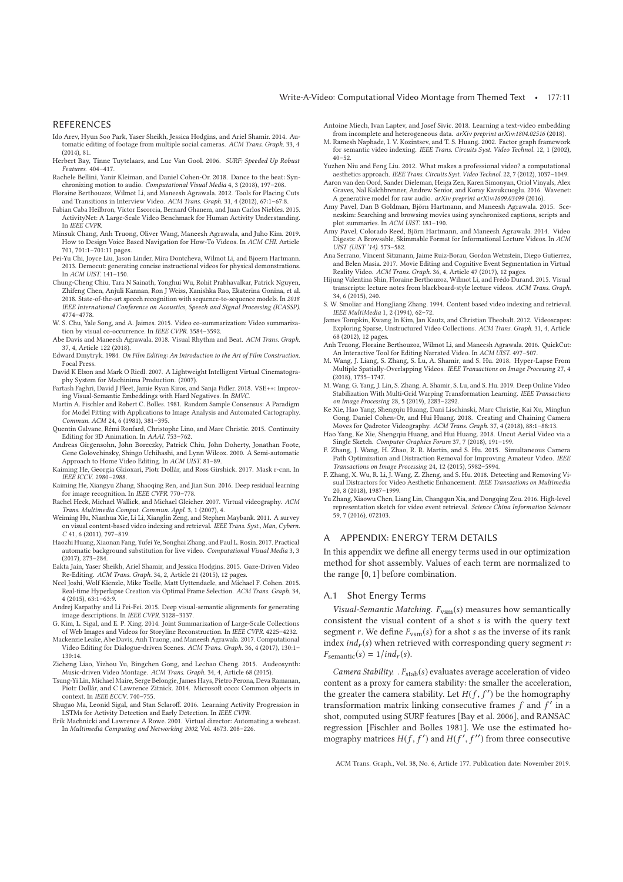## REFERENCES

Ido Arev, Hyun Soo Park, Yaser Sheikh, Jessica Hodgins, and Ariel Shamir. 2014. Automatic editing of footage from multiple social cameras. *ACM Trans. Graph.* 33, 4 (2014), 81.

Herbert Bay, Tinne Tuytelaars, and Luc Van Gool. 2006. *SURF: Speeded Up Robust Features.* 404–417.

Rachele Bellini, Yanir Kleiman, and Daniel Cohen-Or. 2018. Dance to the beat: Synchronizing motion to audio. *Computational Visual Media* 4, 3 (2018), 197–208.

Floraine Berthouzoz, Wilmot Li, and Maneesh Agrawala. 2012. Tools for Placing Cuts and Transitions in Interview Video. *ACM Trans. Graph.* 31, 4 (2012), 67:1–67:8.

Fabian Caba Heilbron, Victor Escorcia, Bernard Ghanem, and Juan Carlos Niebles. 2015. ActivityNet: A Large-Scale Video Benchmark for Human Activity Understanding. In *IEEE CVPR*.

Minsuk Chang, Anh Truong, Oliver Wang, Maneesh Agrawala, and Juho Kim. 2019. How to Design Voice Based Navigation for How-To Videos. In *ACM CHI*. Article 701, 701:1–701:11 pages.

Pei-Yu Chi, Joyce Liu, Jason Linder, Mira Dontcheva, Wilmot Li, and Bjoern Hartmann. 2013. Democut: generating concise instructional videos for physical demonstrations. In *ACM UIST*. 141–150.

Chung-Cheng Chiu, Tara N Sainath, Yonghui Wu, Rohit Prabhavalkar, Patrick Nguyen, Zhifeng Chen, Anjuli Kannan, Ron J Weiss, Kanishka Rao, Ekaterina Gonina, et al. 2018. State-of-the-art speech recognition with sequence-to-sequence models. In *2018 IEEE International Conference on Acoustics, Speech and Signal Processing (ICASSP)*. 4774–4778.

W. S. Chu, Yale Song, and A. Jaimes. 2015. Video co-summarization: Video summarization by visual co-occurrence. In *IEEE CVPR*. 3584–3592.

Abe Davis and Maneesh Agrawala. 2018. Visual Rhythm and Beat. *ACM Trans. Graph.* 37, 4, Article 122 (2018).

Edward Dmytryk. 1984. *On Film Editing: An Introduction to the Art of Film Construction.* Focal Press.

David K Elson and Mark O Riedl. 2007. A Lightweight Intelligent Virtual Cinematography System for Machinima Production. (2007).

Fartash Faghri, David J Fleet, Jamie Ryan Kiros, and Sanja Fidler. 2018. VSE++: Improving Visual-Semantic Embeddings with Hard Negatives. In *BMVC*.

Martin A. Fischler and Robert C. Bolles. 1981. Random Sample Consensus: A Paradigm for Model Fitting with Applications to Image Analysis and Automated Cartography. *Commun. ACM* 24, 6 (1981), 381–395.

Quentin Galvane, Rémi Ronfard, Christophe Lino, and Marc Christie. 2015. Continuity Editing for 3D Animation. In *AAAI*. 753–762.

Andreas Girgensohn, John Boreczky, Patrick Chiu, John Doherty, Jonathan Foote, Gene Golovchinsky, Shingo Uchihashi, and Lynn Wilcox. 2000. A Semi-automatic Approach to Home Video Editing. In *ACM UIST*. 81–89.

Kaiming He, Georgia Gkioxari, Piotr Dollár, and Ross Girshick. 2017. Mask r-cnn. In *IEEE ICCV*. 2980–2988.

Kaiming He, Xiangyu Zhang, Shaoqing Ren, and Jian Sun. 2016. Deep residual learning for image recognition. In *IEEE CVPR*. 770–778.

Rachel Heck, Michael Wallick, and Michael Gleicher. 2007. Virtual videography. *ACM Trans. Multimedia Comput. Commun. Appl.* 3, 1 (2007), 4.

Weiming Hu, Nianhua Xie, Li Li, Xianglin Zeng, and Stephen Maybank. 2011. A survey on visual content-based video indexing and retrieval. *IEEE Trans. Syst., Man, Cybern. C* 41, 6 (2011), 797–819.

Haozhi Huang, Xiaonan Fang, Yufei Ye, Songhai Zhang, and Paul L. Rosin. 2017. Practical automatic background substitution for live video. *Computational Visual Media* 3, 3 (2017), 273–284.

Eakta Jain, Yaser Sheikh, Ariel Shamir, and Jessica Hodgins. 2015. Gaze-Driven Video Re-Editing. *ACM Trans. Graph.* 34, 2, Article 21 (2015), 12 pages.

Neel Joshi, Wolf Kienzle, Mike Toelle, Matt Uyttendaele, and Michael F. Cohen. 2015. Real-time Hyperlapse Creation via Optimal Frame Selection. *ACM Trans. Graph.* 34, 4 (2015), 63:1–63:9.

Andrej Karpathy and Li Fei-Fei. 2015. Deep visual-semantic alignments for generating image descriptions. In *IEEE CVPR*. 3128–3137.

G. Kim, L. Sigal, and E. P. Xing. 2014. Joint Summarization of Large-Scale Collections of Web Images and Videos for Storyline Reconstruction. In *IEEE CVPR*. 4225–4232.

Mackenzie Leake, Abe Davis, Anh Truong, and Maneesh Agrawala. 2017. Computational Video Editing for Dialogue-driven Scenes. *ACM Trans. Graph.* 36, 4 (2017), 130:1–130:14.

Zicheng Liao, Yizhou Yu, Bingchen Gong, and Lechao Cheng. 2015. Audeosynth: Music-driven Video Montage. *ACM Trans. Graph.* 34, 4, Article 68 (2015).

Tsung-Yi Lin, Michael Maire, Serge Belongie, James Hays, Pietro Perona, Deva Ramanan, Piotr Dollár, and C Lawrence Zitnick. 2014. Microsoft coco: Common objects in context. In *IEEE ECCV*. 740–755.

Shugao Ma, Leonid Sigal, and Stan Sclaroff. 2016. Learning Activity Progression in LSTMs for Activity Detection and Early Detection. In *IEEE CVPR*.

Erik Machnicki and Lawrence A Rowe. 2001. Virtual director: Automating a webcast. In *Multimedia Computing and Networking 2002*, Vol. 4673. 208–226.

Antoine Miech, Ivan Laptev, and Josef Sivic. 2018. Learning a text-video embedding from incomplete and heterogeneous data. *arXiv preprint arXiv:1804.02516* (2018).

M. Ramesh Naphade, I. V. Kozintsev, and T. S. Huang. 2002. Factor graph framework for semantic video indexing. *IEEE Trans. Circuits Syst. Video Technol.* 12, 1 (2002), 40–52.

Yuzhen Niu and Feng Liu. 2012. What makes a professional video? a computational aesthetics approach. *IEEE Trans. Circuits Syst. Video Technol.* 22, 7 (2012), 1037–1049.

Aaron van den Oord, Sander Dieleman, Heiga Zen, Karen Simonyan, Oriol Vinyals, Alex Graves, Nal Kalchbrenner, Andrew Senior, and Koray Kavukcuoglu. 2016. Wavenet: A generative model for raw audio. *arXiv preprint arXiv:1609.03499* (2016).

Amy Pavel, Dan B Goldman, Björn Hartmann, and Maneesh Agrawala. 2015. Sceneskim: Searching and browsing movies using synchronized captions, scripts and plot summaries. In *ACM UIST*. 181–190.

Amy Pavel, Colorado Reed, Björn Hartmann, and Maneesh Agrawala. 2014. Video Digests: A Browsable, Skimmable Format for Informational Lecture Videos. In *ACM UIST (UIST '14)*. 573–582.

Ana Serrano, Vincent Sitzmann, Jaime Ruiz-Borau, Gordon Wetzstein, Diego Gutierrez, and Belen Masia. 2017. Movie Editing and Cognitive Event Segmentation in Virtual Reality Video. *ACM Trans. Graph.* 36, 4, Article 47 (2017), 12 pages.

Hijung Valentina Shin, Floraine Berthouzoz, Wilmot Li, and Frédo Durand. 2015. Visual transcripts: lecture notes from blackboard-style lecture videos. *ACM Trans. Graph.* 34, 6 (2015), 240.

S. W. Smoliar and HongJiang Zhang. 1994. Content based video indexing and retrieval. *IEEE MultiMedia* 1, 2 (1994), 62–72.

James Tompkin, Kwang In Kim, Jan Kautz, and Christian Theobalt. 2012. Videoscapes: Exploring Sparse, Unstructured Video Collections. *ACM Trans. Graph.* 31, 4, Article 68 (2012), 12 pages.

Anh Truong, Floraine Berthouzoz, Wilmot Li, and Maneesh Agrawala. 2016. QuickCut: An Interactive Tool for Editing Narrated Video. In *ACM UIST*. 497–507.

M. Wang, J. Liang, S. Zhang, S. Lu, A. Shamir, and S. Hu. 2018. Hyper-Lapse From Multiple Spatially-Overlapping Videos. *IEEE Transactions on Image Processing* 27, 4 (2018), 1735–1747.

M. Wang, G. Yang, J. Lin, S. Zhang, A. Shamir, S. Lu, and S. Hu. 2019. Deep Online Video Stabilization With Multi-Grid Warping Transformation Learning. *IEEE Transactions on Image Processing* 28, 5 (2019), 2283–2292.

Ke Xie, Hao Yang, Shengqiu Huang, Dani Lischinski, Marc Christie, Kai Xu, Minglun Gong, Daniel Cohen-Or, and Hui Huang. 2018. Creating and Chaining Camera Moves for Qadrotor Videography. *ACM Trans. Graph.* 37, 4 (2018), 88:1–88:13.

Hao Yang, Ke Xie, Shengqiu Huang, and Hui Huang. 2018. Uncut Aerial Video via a Single Sketch. *Computer Graphics Forum* 37, 7 (2018), 191–199.

F. Zhang, J. Wang, H. Zhao, R. R. Martin, and S. Hu. 2015. Simultaneous Camera Path Optimization and Distraction Removal for Improving Amateur Video. *IEEE Transactions on Image Processing* 24, 12 (2015), 5982–5994.

F. Zhang, X. Wu, R. Li, J. Wang, Z. Zheng, and S. Hu. 2018. Detecting and Removing Visual Distractors for Video Aesthetic Enhancement. *IEEE Transactions on Multimedia* 20, 8 (2018), 1987–1999.

Yu Zhang, Xiaowu Chen, Liang Lin, Changqun Xia, and Dongqing Zou. 2016. High-level representation sketch for video event retrieval. *Science China Information Sciences* 59, 7 (2016), 072103.

## A APPENDIX: ENERGY TERM DETAILS

In this appendix we define all energy terms used in our optimization method for shot assembly. Values of each term are normalized to the range [0, 1] before combination.

### A.1 Shot Energy Terms

*Visual-Semantic Matching.* $F_{\text{vsm}}(s)$ measures how semantically consistent the visual content of a shot $s$ is with the query text segment $r$. We define $F_{\text{vsm}}(s)$ for a shot $s$ as the inverse of its rank index $ind_r(s)$ when retrieved with corresponding query segment $r$: $F_{\text{semantic}}(s) = 1/ind_r(s)$.

*Camera Stability.* . $F_{\text{stab}}(s)$ evaluates average acceleration of video content as a proxy for camera stability: the smaller the acceleration, the greater the camera stability. Let $H(f, f')$ be the homography transformation matrix linking consecutive frames $f$ and $f'$ in a shot, computed using SURF features [Bay et al. 2006], and RANSAC regression [Fischler and Bolles 1981]. We use the estimated homography matrices $H(f, f')$ and $H(f', f'')$ from three consecutive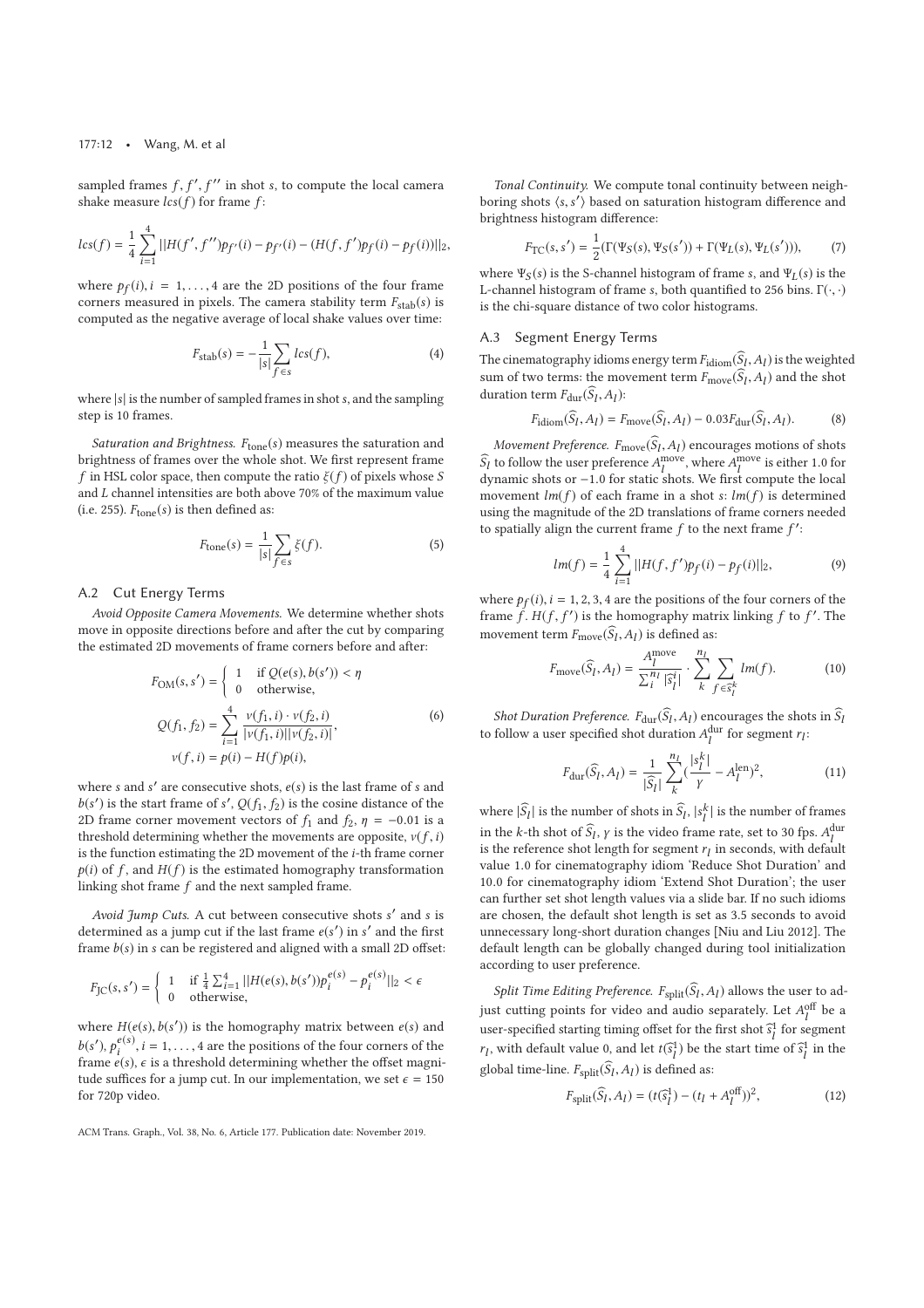sampled frames $f, f', f''$ in shot $s$, to compute the local camera shake measure $lcs(f)$ for frame $f$:

$$lcs(f) = \frac{1}{4}\sum_{i=1}^{4} ||H(f', f'')p_{f'}(i) - p_{f'}(i) - (H(f, f')p_f(i) - p_f(i))||_2,$$

where $p_f(i), i = 1, \ldots, 4$ are the 2D positions of the four frame corners measured in pixels. The camera stability term $F_{\text{stab}}(s)$ is computed as the negative average of local shake values over time:

$$F_{\text{stab}}(s) = -\frac{1}{|s|}\sum_{f \in s} lcs(f), \tag{4}$$

where $|s|$ is the number of sampled frames in shot $s$, and the sampling step is 10 frames.

*Saturation and Brightness.* $F_{\text{tone}}(s)$ measures the saturation and brightness of frames over the whole shot. We first represent frame $f$ in HSL color space, then compute the ratio $\xi(f)$ of pixels whose $S$ and $L$ channel intensities are both above 70% of the maximum value (i.e. 255). $F_{\text{tone}}(s)$ is then defined as:

$$F_{\text{tone}}(s) = \frac{1}{|s|}\sum_{f \in s} \xi(f). \tag{5}$$

## A.2 Cut Energy Terms

*Avoid Opposite Camera Movements.* We determine whether shots move in opposite directions before and after the cut by comparing the estimated 2D movements of frame corners before and after:

$$
\begin{aligned}
F_{\text{OM}}(s, s') &= \begin{cases} 1 & \text{if } Q(e(s), b(s')) < \eta \\ 0 & \text{otherwise,} \end{cases} \\
Q(f_1, f_2) &= \sum_{i=1}^{4} \frac{v(f_1, i) \cdot v(f_2, i)}{|v(f_1, i)||v(f_2, i)|}, \\
v(f, i) &= p(i) - H(f)p(i),
\end{aligned} \tag{6}
$$

where $s$ and $s'$ are consecutive shots, $e(s)$ is the last frame of $s$ and $b(s')$ is the start frame of $s'$, $Q(f_1, f_2)$ is the cosine distance of the 2D frame corner movement vectors of $f_1$ and $f_2$, $\eta = -0.01$ is a threshold determining whether the movements are opposite, $v(f, i)$ is the function estimating the 2D movement of the $i$-th frame corner $p(i)$ of $f$, and $H(f)$ is the estimated homography transformation linking shot frame $f$ and the next sampled frame.

*Avoid Jump Cuts.* A cut between consecutive shots $s'$ and $s$ is determined as a jump cut if the last frame $e(s')$ in $s'$ and the first frame $b(s)$ in $s$ can be registered and aligned with a small 2D offset:

$$F_{\text{JC}}(s, s') = \begin{cases} 1 & \text{if } \frac{1}{4}\sum_{i=1}^{4} ||H(e(s), b(s'))p_i^{e(s)} - p_i^{e(s)}||_2 < \epsilon \\ 0 & \text{otherwise,} \end{cases}$$

where $H(e(s), b(s'))$ is the homography matrix between $e(s)$ and $b(s')$, $p_i^{e(s)}, i = 1, \ldots, 4$ are the positions of the four corners of the frame $e(s)$, $\epsilon$ is a threshold determining whether the offset magnitude suffices for a jump cut. In our implementation, we set $\epsilon = 150$ for 720p video.

*Tonal Continuity.* We compute tonal continuity between neighboring shots $\langle s, s' \rangle$ based on saturation histogram difference and brightness histogram difference:

$$F_{\text{TC}}(s, s') = \frac{1}{2}(\Gamma(\Psi_S(s), \Psi_S(s')) + \Gamma(\Psi_L(s), \Psi_L(s'))), \tag{7}$$

where $\Psi_S(s)$ is the S-channel histogram of frame $s$, and $\Psi_L(s)$ is the L-channel histogram of frame $s$, both quantified to 256 bins. $\Gamma(\cdot, \cdot)$ is the chi-square distance of two color histograms.

## A.3 Segment Energy Terms

The cinematography idioms energy term $F_{\text{idiom}}(\widehat{S}_l, A_l)$ is the weighted sum of two terms: the movement term $F_{\text{move}}(\widehat{S}_l, A_l)$ and the shot duration term $F_{\text{dur}}(\widehat{S}_l, A_l)$:

$$F_{\text{idiom}}(\widehat{S}_l, A_l) = F_{\text{move}}(\widehat{S}_l, A_l) - 0.03F_{\text{dur}}(\widehat{S}_l, A_l). \tag{8}$$

*Movement Preference.* $F_{\text{move}}(\widehat{S}_l, A_l)$ encourages motions of shots $\widehat{S}_l$ to follow the user preference $A_l^{\text{move}}$, where $A_l^{\text{move}}$ is either 1.0 for dynamic shots or $-1.0$ for static shots. We first compute the local movement $lm(f)$ of each frame in a shot $s$: $lm(f)$ is determined using the magnitude of the 2D translations of frame corners needed to spatially align the current frame $f$ to the next frame $f'$:

$$lm(f) = \frac{1}{4}\sum_{i=1}^{4} ||H(f, f')p_f(i) - p_f(i)||_2, \tag{9}$$

where $p_f(i), i = 1, 2, 3, 4$ are the positions of the four corners of the frame $f$. $H(f, f')$ is the homography matrix linking $f$ to $f'$. The movement term $F_{\text{move}}(\widehat{S}_l, A_l)$ is defined as:

$$F_{\text{move}}(\widehat{S}_l, A_l) = \frac{A_l^{\text{move}}}{\sum_i^{n_l} |\widehat{s}_l^i|} \cdot \sum_k^{n_l} \sum_{f \in \widehat{s}_l^k} lm(f). \tag{10}$$

*Shot Duration Preference.* $F_{\text{dur}}(\widehat{S}_l, A_l)$ encourages the shots in $\widehat{S}_l$ to follow a user specified shot duration $A_l^{\text{dur}}$ for segment $r_l$:

$$F_{\text{dur}}(\widehat{S}_l, A_l) = \frac{1}{|\widehat{S}_l|}\sum_k^{n_l} (\frac{|s_l^k|}{\gamma} - A_l^{\text{len}})^2, \tag{11}$$

where $|\widehat{S}_l|$ is the number of shots in $\widehat{S}_l$, $|s_l^k|$ is the number of frames in the $k$-th shot of $\widehat{S}_l$, $\gamma$ is the video frame rate, set to 30 fps. $A_l^{\text{dur}}$ is the reference shot length for segment $r_l$ in seconds, with default value 1.0 for cinematography idiom 'Reduce Shot Duration' and 10.0 for cinematography idiom 'Extend Shot Duration'; the user can further set shot length values via a slide bar. If no such idioms are chosen, the default shot length is set as 3.5 seconds to avoid unnecessary long-short duration changes [Niu and Liu 2012]. The default length can be globally changed during tool initialization according to user preference.

*Split Time Editing Preference.* $F_{\text{split}}(\widehat{S}_l, A_l)$ allows the user to adjust cutting points for video and audio separately. Let $A_l^{\text{off}}$ be a user-specified starting timing offset for the first shot $\widehat{s}_l^1$ for segment $r_l$, with default value 0, and let $t(\widehat{s}_l^1)$ be the start time of $\widehat{s}_l^1$ in the global time-line. $F_{\text{split}}(\widehat{S}_l, A_l)$ is defined as:

$$F_{\text{split}}(\widehat{S}_l, A_l) = (t(\widehat{s}_l^1) - (t_l + A_l^{\text{off}}))^2, \tag{12}$$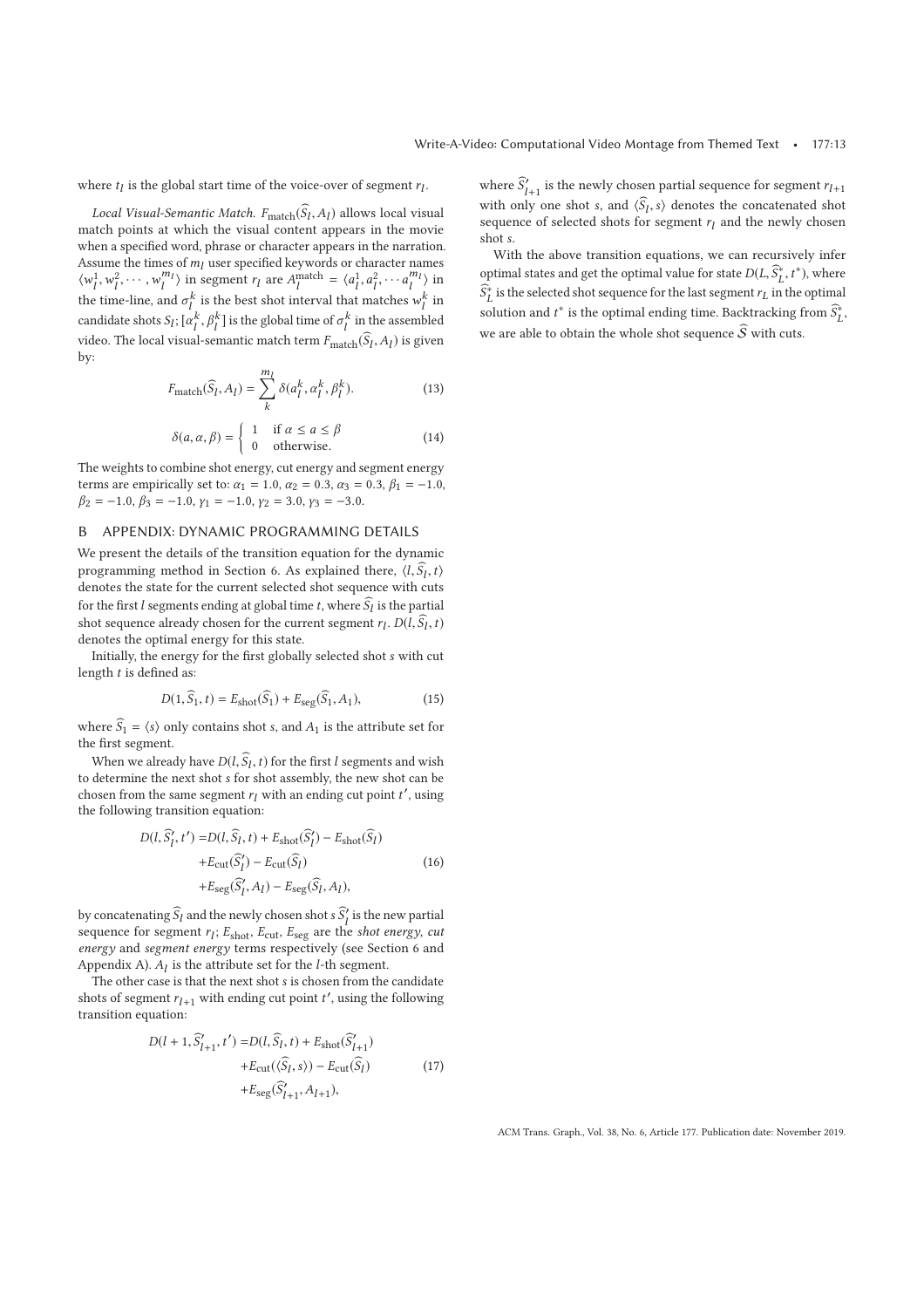where $t_l$ is the global start time of the voice-over of segment $r_l$.

*Local Visual-Semantic Match.* $F_{\text{match}}(\widehat{S}_l, A_l)$ allows local visual match points at which the visual content appears in the movie when a specified word, phrase or character appears in the narration. Assume the times of $m_l$ user specified keywords or character names $\langle w_l^1, w_l^2, \cdots, w_l^{m_l} \rangle$ in segment $r_l$ are $A_l^{\text{match}} = \langle a_l^1, a_l^2, \cdots a_l^{m_l} \rangle$ in the time-line, and $\sigma_l^k$ is the best shot interval that matches $w_l^k$ in candidate shots $S_l$; $[\alpha_l^k, \beta_l^k]$ is the global time of $\sigma_l^k$ in the assembled video. The local visual-semantic match term $F_{\text{match}}(\widehat{S}_l, A_l)$ is given by:

$$F_{\text{match}}(\widehat{S}_l, A_l) = \sum_{k}^{m_l} \delta(a_l^k, \alpha_l^k, \beta_l^k). \tag{13}$$

$$\delta(a, \alpha, \beta) = \begin{cases} 1 & \text{if } \alpha \leq a \leq \beta \\ 0 & \text{otherwise.} \end{cases} \tag{14}$$

The weights to combine shot energy, cut energy and segment energy terms are empirically set to: $\alpha_1 = 1.0$, $\alpha_2 = 0.3$, $\alpha_3 = 0.3$, $\beta_1 = -1.0$, $\beta_2 = -1.0$, $\beta_3 = -1.0$, $\gamma_1 = -1.0$, $\gamma_2 = 3.0$, $\gamma_3 = -3.0$.

## B APPENDIX: DYNAMIC PROGRAMMING DETAILS

We present the details of the transition equation for the dynamic programming method in Section 6. As explained there, $\langle l, \widehat{S}_l, t \rangle$ denotes the state for the current selected shot sequence with cuts for the first $l$ segments ending at global time $t$, where $\widehat{S}_l$ is the partial shot sequence already chosen for the current segment $r_l$. $D(l, \widehat{S}_l, t)$ denotes the optimal energy for this state.

Initially, the energy for the first globally selected shot $s$ with cut length $t$ is defined as:

$$D(1, \widehat{S}_1, t) = E_{\text{shot}}(\widehat{S}_1) + E_{\text{seg}}(\widehat{S}_1, A_1), \tag{15}$$

where $\widehat{S}_1 = \langle s \rangle$ only contains shot $s$, and $A_1$ is the attribute set for the first segment.

When we already have $D(l, \widehat{S}_l, t)$ for the first $l$ segments and wish to determine the next shot $s$ for shot assembly, the new shot can be chosen from the same segment $r_l$ with an ending cut point $t'$, using the following transition equation:

$$\begin{aligned} D(l, \widehat{S}'_l, t') = & D(l, \widehat{S}_l, t) + E_{\text{shot}}(\widehat{S}'_l) - E_{\text{shot}}(\widehat{S}_l) \\ & + E_{\text{cut}}(\widehat{S}'_l) - E_{\text{cut}}(\widehat{S}_l) \\ & + E_{\text{seg}}(\widehat{S}'_l, A_l) - E_{\text{seg}}(\widehat{S}_l, A_l), \end{aligned} \tag{16}$$

by concatenating $\widehat{S}_l$ and the newly chosen shot $s$ $\widehat{S}'_l$ is the new partial sequence for segment $r_l$; $E_{\text{shot}}$, $E_{\text{cut}}$, $E_{\text{seg}}$ are the *shot energy*, *cut energy* and *segment energy* terms respectively (see Section 6 and Appendix A). $A_l$ is the attribute set for the $l$-th segment.

The other case is that the next shot $s$ is chosen from the candidate shots of segment $r_{l+1}$ with ending cut point $t'$, using the following transition equation:

$$\begin{aligned} D(l+1, \widehat{S}'_{l+1}, t') = & D(l, \widehat{S}_l, t) + E_{\text{shot}}(\widehat{S}'_{l+1}) \\ & + E_{\text{cut}}(\langle \widehat{S}_l, s \rangle) - E_{\text{cut}}(\widehat{S}_l) \\ & + E_{\text{seg}}(\widehat{S}'_{l+1}, A_{l+1}), \end{aligned} \tag{17}$$

where $\widehat{S}'_{l+1}$ is the newly chosen partial sequence for segment $r_{l+1}$ with only one shot $s$, and $\langle \widehat{S}_l, s \rangle$ denotes the concatenated shot sequence of selected shots for segment $r_l$ and the newly chosen shot $s$.

With the above transition equations, we can recursively infer optimal states and get the optimal value for state $D(L, \widehat{S}^*_L, t^*)$, where $\widehat{S}^*_L$ is the selected shot sequence for the last segment $r_L$ in the optimal solution and $t^*$ is the optimal ending time. Backtracking from $\widehat{S}^*_L$, we are able to obtain the whole shot sequence $\widehat{\mathcal{S}}$ with cuts.